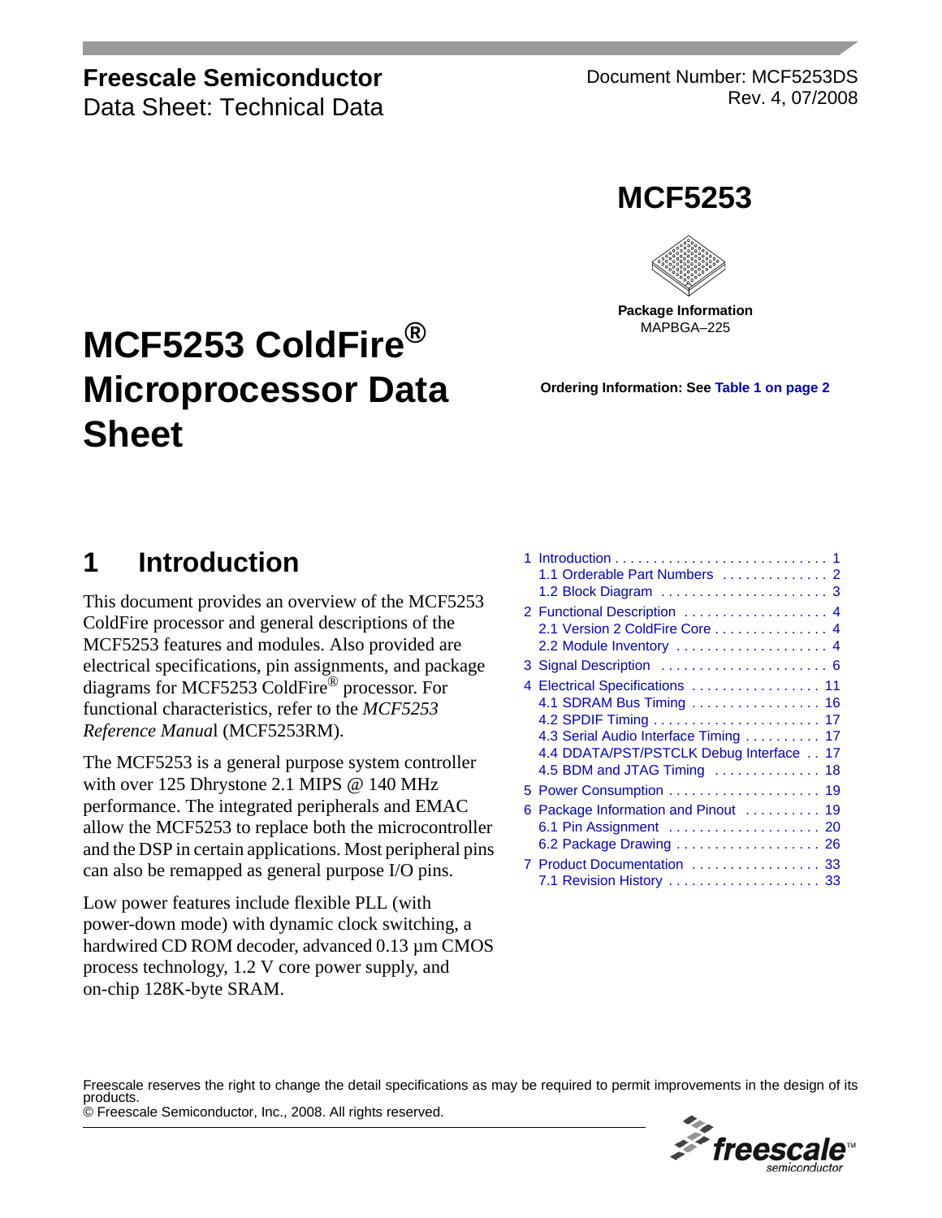**Freescale Semiconductor**
Data Sheet: Technical Data

Document Number: MCF5253DS
Rev. 4, 07/2008

# MCF5253

**Package Information**
MAPBGA–225

# MCF5253 ColdFire® Microprocessor Data Sheet

**Ordering Information: See Table 1 on page 2**

## 1 Introduction

This document provides an overview of the MCF5253 ColdFire processor and general descriptions of the MCF5253 features and modules. Also provided are electrical specifications, pin assignments, and package diagrams for MCF5253 ColdFire® processor. For functional characteristics, refer to the *MCF5253 Reference Manual* (MCF5253RM).

The MCF5253 is a general purpose system controller with over 125 Dhrystone 2.1 MIPS @ 140 MHz performance. The integrated peripherals and EMAC allow the MCF5253 to replace both the microcontroller and the DSP in certain applications. Most peripheral pins can also be remapped as general purpose I/O pins.

Low power features include flexible PLL (with power-down mode) with dynamic clock switching, a hardwired CD ROM decoder, advanced 0.13 µm CMOS process technology, 1.2 V core power supply, and on-chip 128K-byte SRAM.

- 1 Introduction . . . . . . . . . . . . . . . . . . . . . . . . . . . . 1
  - 1.1 Orderable Part Numbers . . . . . . . . . . . . . . 2
  - 1.2 Block Diagram . . . . . . . . . . . . . . . . . . . . . 3
- 2 Functional Description . . . . . . . . . . . . . . . . . . . 4
  - 2.1 Version 2 ColdFire Core . . . . . . . . . . . . . . . 4
  - 2.2 Module Inventory . . . . . . . . . . . . . . . . . . . 4
- 3 Signal Description . . . . . . . . . . . . . . . . . . . . . 6
- 4 Electrical Specifications . . . . . . . . . . . . . . . . 11
  - 4.1 SDRAM Bus Timing . . . . . . . . . . . . . . . . . 16
  - 4.2 SPDIF Timing . . . . . . . . . . . . . . . . . . . . . . 17
  - 4.3 Serial Audio Interface Timing . . . . . . . . . . 17
  - 4.4 DDATA/PST/PSTCLK Debug Interface . . 17
  - 4.5 BDM and JTAG Timing . . . . . . . . . . . . . . 18
- 5 Power Consumption . . . . . . . . . . . . . . . . . . . . 19
- 6 Package Information and Pinout . . . . . . . . . . 19
  - 6.1 Pin Assignment . . . . . . . . . . . . . . . . . . . . 20
  - 6.2 Package Drawing . . . . . . . . . . . . . . . . . . . 26
- 7 Product Documentation . . . . . . . . . . . . . . . . . 33
  - 7.1 Revision History . . . . . . . . . . . . . . . . . . . . 33

Freescale reserves the right to change the detail specifications as may be required to permit improvements in the design of its products.
© Freescale Semiconductor, Inc., 2008. All rights reserved.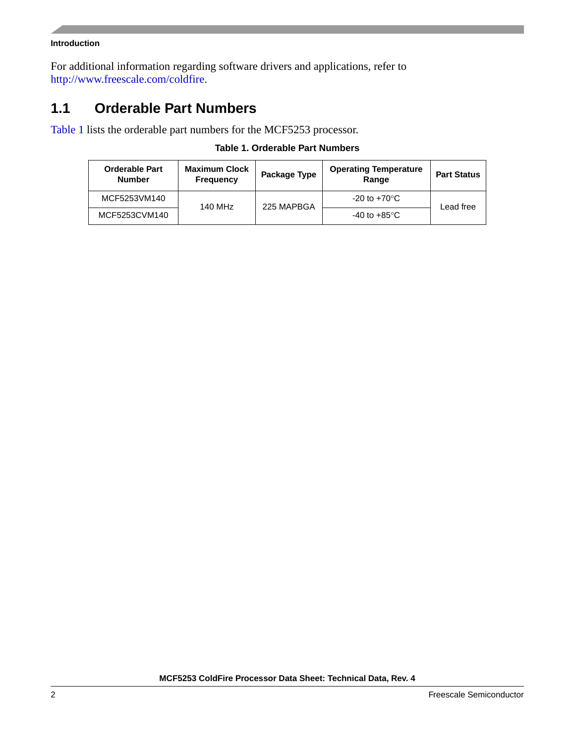For additional information regarding software drivers and applications, refer to http://www.freescale.com/coldfire.

## 1.1 Orderable Part Numbers

Table 1 lists the orderable part numbers for the MCF5253 processor.

**Table 1. Orderable Part Numbers**

| Orderable Part Number | Maximum Clock Frequency | Package Type | Operating Temperature Range | Part Status |
|---|---|---|---|---|
| MCF5253VM140 | 140 MHz | 225 MAPBGA | -20 to +70°C | Lead free |
| MCF5253CVM140 | | | -40 to +85°C | |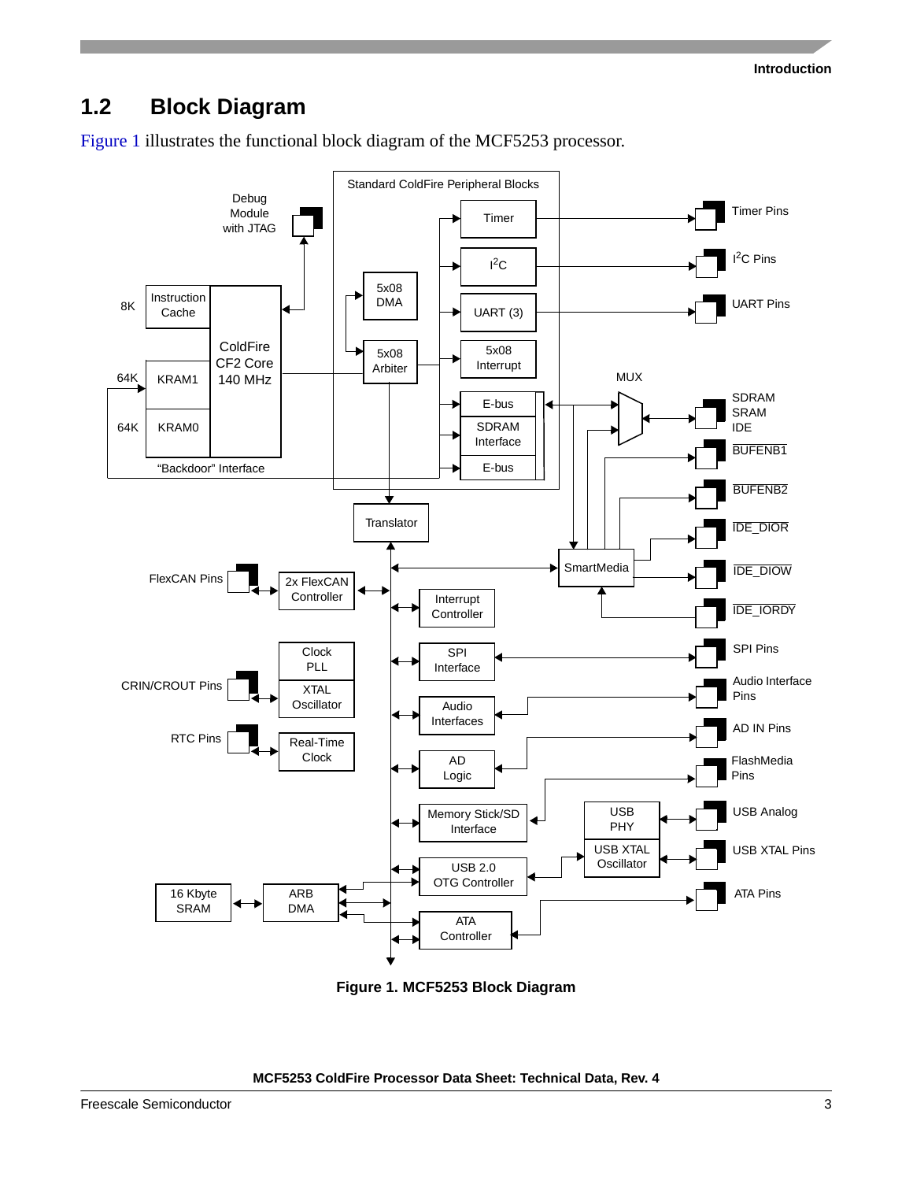## 1.2 Block Diagram

Figure 1 illustrates the functional block diagram of the MCF5253 processor.

**Figure 1. MCF5253 Block Diagram**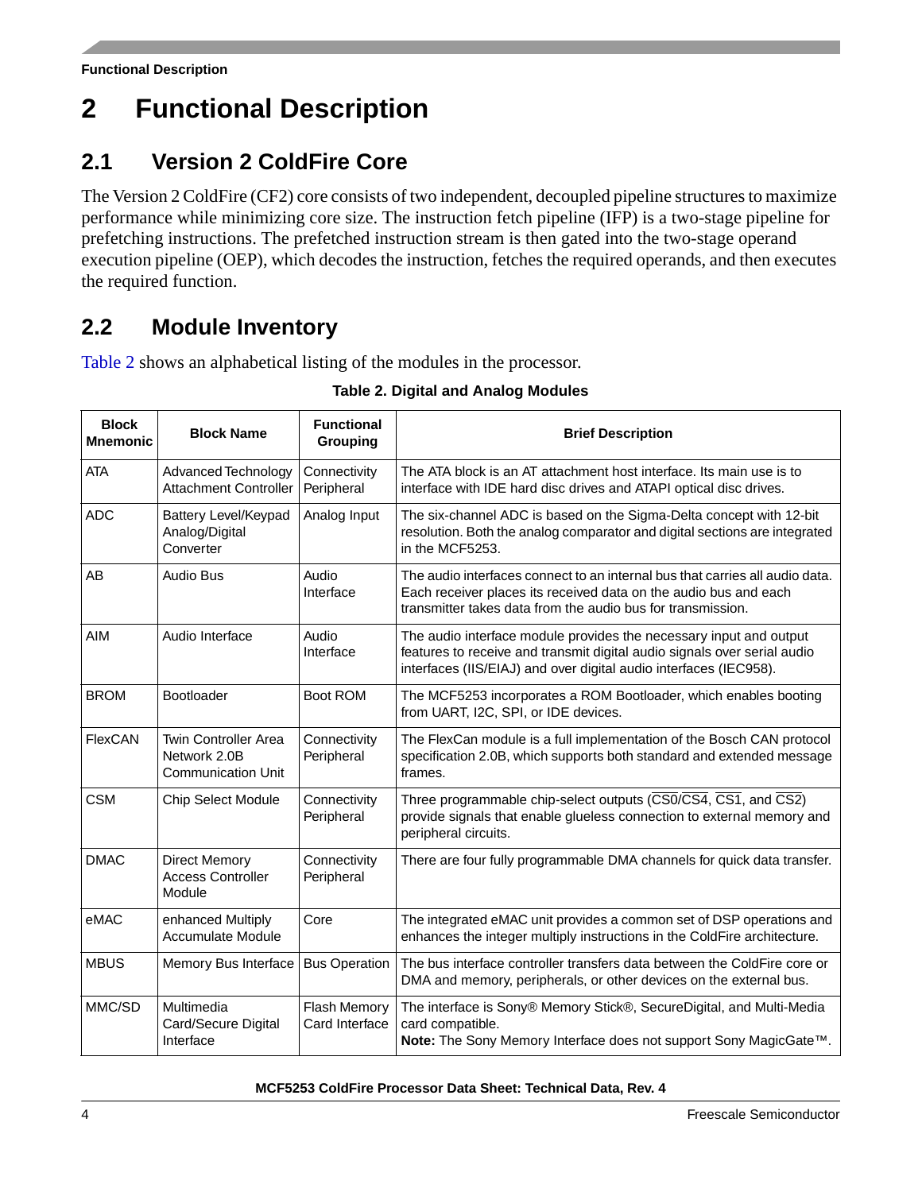# 2 Functional Description

## 2.1 Version 2 ColdFire Core

The Version 2 ColdFire (CF2) core consists of two independent, decoupled pipeline structures to maximize performance while minimizing core size. The instruction fetch pipeline (IFP) is a two-stage pipeline for prefetching instructions. The prefetched instruction stream is then gated into the two-stage operand execution pipeline (OEP), which decodes the instruction, fetches the required operands, and then executes the required function.

## 2.2 Module Inventory

Table 2 shows an alphabetical listing of the modules in the processor.

**Table 2. Digital and Analog Modules**

| Block Mnemonic | Block Name | Functional Grouping | Brief Description |
|---|---|---|---|
| ATA | Advanced Technology Attachment Controller | Connectivity Peripheral | The ATA block is an AT attachment host interface. Its main use is to interface with IDE hard disc drives and ATAPI optical disc drives. |
| ADC | Battery Level/Keypad Analog/Digital Converter | Analog Input | The six-channel ADC is based on the Sigma-Delta concept with 12-bit resolution. Both the analog comparator and digital sections are integrated in the MCF5253. |
| AB | Audio Bus | Audio Interface | The audio interfaces connect to an internal bus that carries all audio data. Each receiver places its received data on the audio bus and each transmitter takes data from the audio bus for transmission. |
| AIM | Audio Interface | Audio Interface | The audio interface module provides the necessary input and output features to receive and transmit digital audio signals over serial audio interfaces (IIS/EIAJ) and over digital audio interfaces (IEC958). |
| BROM | Bootloader | Boot ROM | The MCF5253 incorporates a ROM Bootloader, which enables booting from UART, I2C, SPI, or IDE devices. |
| FlexCAN | Twin Controller Area Network 2.0B Communication Unit | Connectivity Peripheral | The FlexCan module is a full implementation of the Bosch CAN protocol specification 2.0B, which supports both standard and extended message frames. |
| CSM | Chip Select Module | Connectivity Peripheral | Three programmable chip-select outputs ($\overline{CS0}/\overline{CS4}$, $\overline{CS1}$, and $\overline{CS2}$) provide signals that enable glueless connection to external memory and peripheral circuits. |
| DMAC | Direct Memory Access Controller Module | Connectivity Peripheral | There are four fully programmable DMA channels for quick data transfer. |
| eMAC | enhanced Multiply Accumulate Module | Core | The integrated eMAC unit provides a common set of DSP operations and enhances the integer multiply instructions in the ColdFire architecture. |
| MBUS | Memory Bus Interface | Bus Operation | The bus interface controller transfers data between the ColdFire core or DMA and memory, peripherals, or other devices on the external bus. |
| MMC/SD | Multimedia Card/Secure Digital Interface | Flash Memory Card Interface | The interface is Sony® Memory Stick®, SecureDigital, and Multi-Media card compatible.<br>**Note:** The Sony Memory Interface does not support Sony MagicGate™. |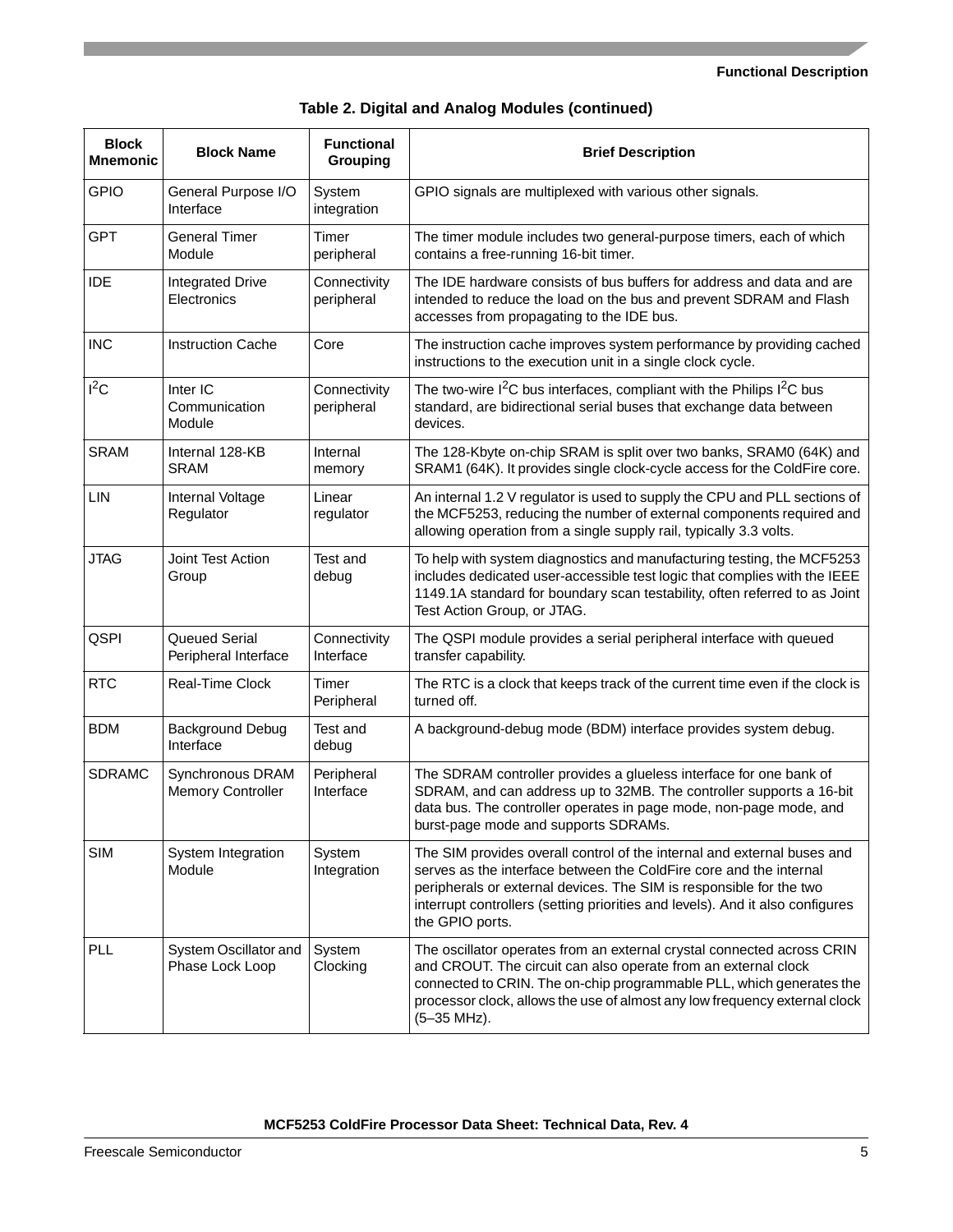**Table 2. Digital and Analog Modules (continued)**

| Block Mnemonic | Block Name | Functional Grouping | Brief Description |
|---|---|---|---|
| GPIO | General Purpose I/O Interface | System integration | GPIO signals are multiplexed with various other signals. |
| GPT | General Timer Module | Timer peripheral | The timer module includes two general-purpose timers, each of which contains a free-running 16-bit timer. |
| IDE | Integrated Drive Electronics | Connectivity peripheral | The IDE hardware consists of bus buffers for address and data and are intended to reduce the load on the bus and prevent SDRAM and Flash accesses from propagating to the IDE bus. |
| INC | Instruction Cache | Core | The instruction cache improves system performance by providing cached instructions to the execution unit in a single clock cycle. |
| $I^2C$ | Inter IC Communication Module | Connectivity peripheral | The two-wire $I^2C$ bus interfaces, compliant with the Philips $I^2C$ bus standard, are bidirectional serial buses that exchange data between devices. |
| SRAM | Internal 128-KB SRAM | Internal memory | The 128-Kbyte on-chip SRAM is split over two banks, SRAM0 (64K) and SRAM1 (64K). It provides single clock-cycle access for the ColdFire core. |
| LIN | Internal Voltage Regulator | Linear regulator | An internal 1.2 V regulator is used to supply the CPU and PLL sections of the MCF5253, reducing the number of external components required and allowing operation from a single supply rail, typically 3.3 volts. |
| JTAG | Joint Test Action Group | Test and debug | To help with system diagnostics and manufacturing testing, the MCF5253 includes dedicated user-accessible test logic that complies with the IEEE 1149.1A standard for boundary scan testability, often referred to as Joint Test Action Group, or JTAG. |
| QSPI | Queued Serial Peripheral Interface | Connectivity Interface | The QSPI module provides a serial peripheral interface with queued transfer capability. |
| RTC | Real-Time Clock | Timer Peripheral | The RTC is a clock that keeps track of the current time even if the clock is turned off. |
| BDM | Background Debug Interface | Test and debug | A background-debug mode (BDM) interface provides system debug. |
| SDRAMC | Synchronous DRAM Memory Controller | Peripheral Interface | The SDRAM controller provides a glueless interface for one bank of SDRAM, and can address up to 32MB. The controller supports a 16-bit data bus. The controller operates in page mode, non-page mode, and burst-page mode and supports SDRAMs. |
| SIM | System Integration Module | System Integration | The SIM provides overall control of the internal and external buses and serves as the interface between the ColdFire core and the internal peripherals or external devices. The SIM is responsible for the two interrupt controllers (setting priorities and levels). And it also configures the GPIO ports. |
| PLL | System Oscillator and Phase Lock Loop | System Clocking | The oscillator operates from an external crystal connected across CRIN and CROUT. The circuit can also operate from an external clock connected to CRIN. The on-chip programmable PLL, which generates the processor clock, allows the use of almost any low frequency external clock (5–35 MHz). |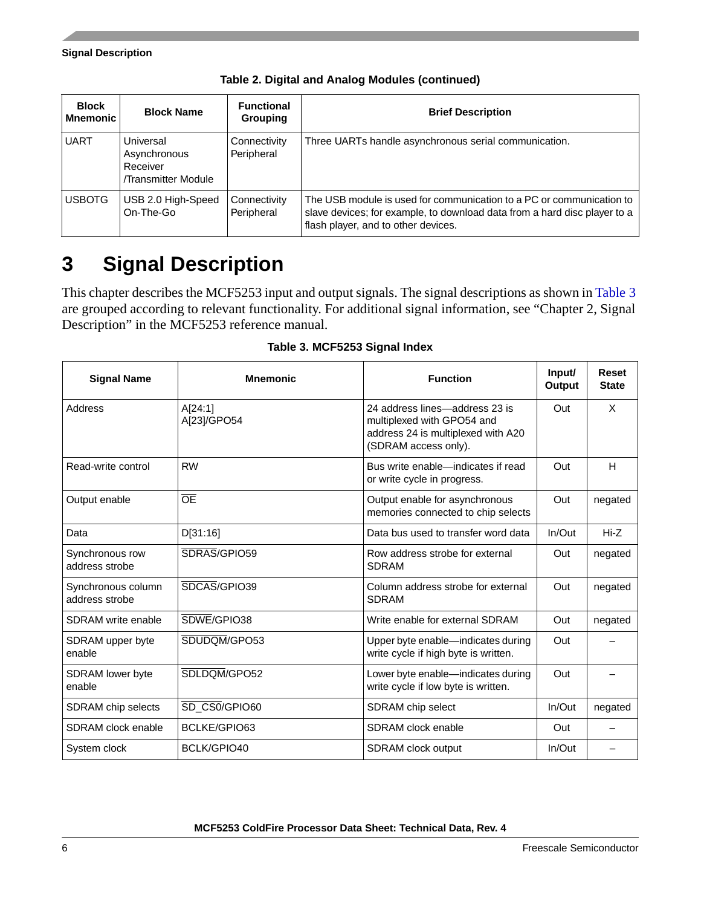**Table 2. Digital and Analog Modules (continued)**

| Block Mnemonic | Block Name | Functional Grouping | Brief Description |
|---|---|---|---|
| UART | Universal Asynchronous Receiver /Transmitter Module | Connectivity Peripheral | Three UARTs handle asynchronous serial communication. |
| USBOTG | USB 2.0 High-Speed On-The-Go | Connectivity Peripheral | The USB module is used for communication to a PC or communication to slave devices; for example, to download data from a hard disc player to a flash player, and to other devices. |

# 3 Signal Description

This chapter describes the MCF5253 input and output signals. The signal descriptions as shown in Table 3 are grouped according to relevant functionality. For additional signal information, see "Chapter 2, Signal Description" in the MCF5253 reference manual.

**Table 3. MCF5253 Signal Index**

| Signal Name | Mnemonic | Function | Input/ Output | Reset State |
|---|---|---|---|---|
| Address | A[24:1]<br>A[23]/GPO54 | 24 address lines—address 23 is multiplexed with GPO54 and address 24 is multiplexed with A20 (SDRAM access only). | Out | X |
| Read-write control | RW | Bus write enable—indicates if read or write cycle in progress. | Out | H |
| Output enable | $\overline{\text{OE}}$ | Output enable for asynchronous memories connected to chip selects | Out | negated |
| Data | D[31:16] | Data bus used to transfer word data | In/Out | Hi-Z |
| Synchronous row address strobe | $\overline{\text{SDRAS}}$/GPIO59 | Row address strobe for external SDRAM | Out | negated |
| Synchronous column address strobe | $\overline{\text{SDCAS}}$/GPIO39 | Column address strobe for external SDRAM | Out | negated |
| SDRAM write enable | $\overline{\text{SDWE}}$/GPIO38 | Write enable for external SDRAM | Out | negated |
| SDRAM upper byte enable | $\overline{\text{SDUDQM}}$/GPO53 | Upper byte enable—indicates during write cycle if high byte is written. | Out | – |
| SDRAM lower byte enable | $\overline{\text{SDLDQM}}$/GPO52 | Lower byte enable—indicates during write cycle if low byte is written. | Out | – |
| SDRAM chip selects | $\overline{\text{SD\_CS0}}$/GPIO60 | SDRAM chip select | In/Out | negated |
| SDRAM clock enable | BCLKE/GPIO63 | SDRAM clock enable | Out | – |
| System clock | BCLK/GPIO40 | SDRAM clock output | In/Out | – |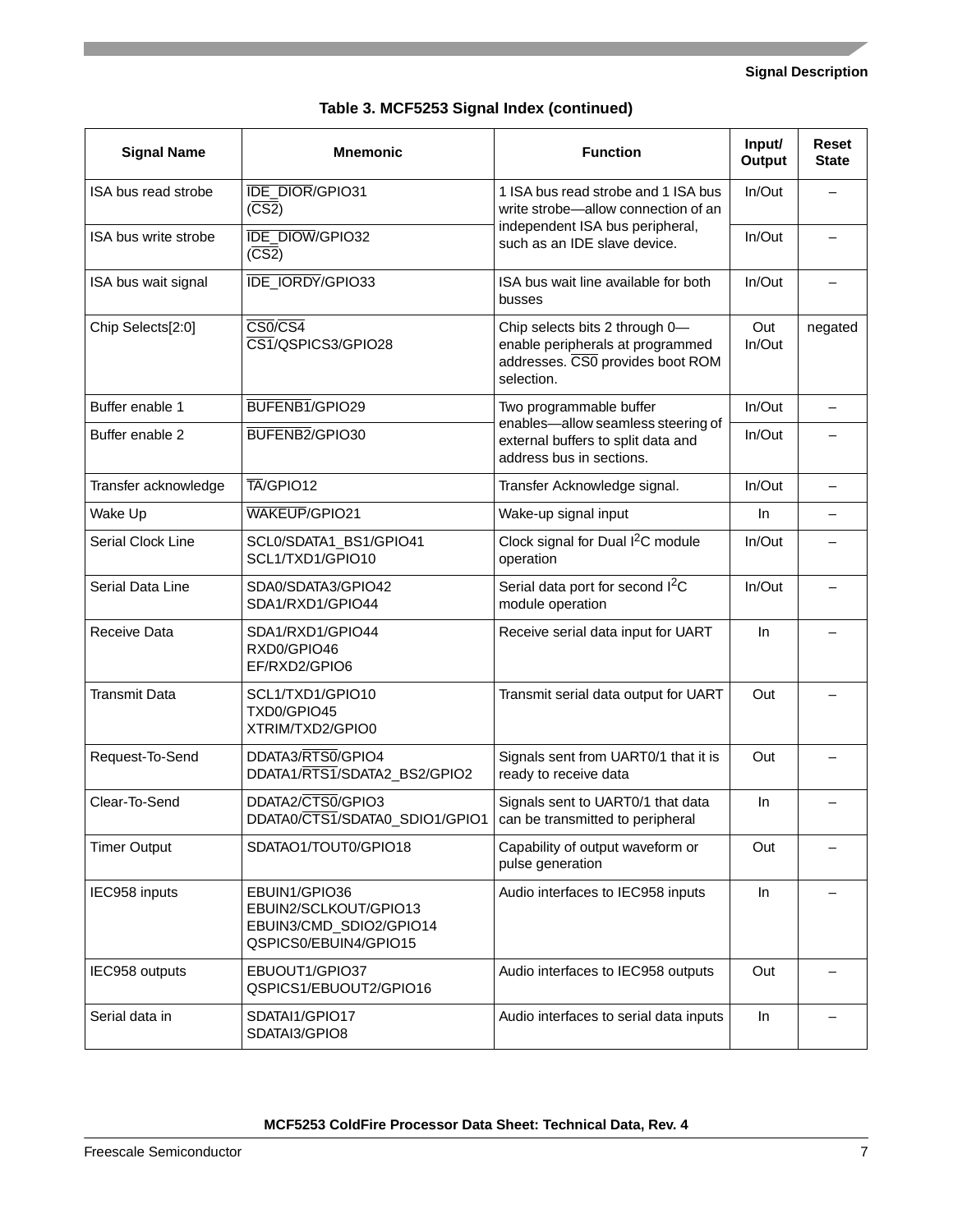**Table 3. MCF5253 Signal Index (continued)**

| Signal Name | Mnemonic | Function | Input/ Output | Reset State |
|---|---|---|---|---|
| ISA bus read strobe | $\overline{IDE\_DIOR}$/GPIO31 ($\overline{CS2}$) | 1 ISA bus read strobe and 1 ISA bus write strobe—allow connection of an independent ISA bus peripheral, such as an IDE slave device. | In/Out | – |
| ISA bus write strobe | $\overline{IDE\_DIOW}$/GPIO32 ($\overline{CS2}$) | | In/Out | – |
| ISA bus wait signal | $\overline{IDE\_IORDY}$/GPIO33 | ISA bus wait line available for both busses | In/Out | – |
| Chip Selects[2:0] | $\overline{CS0}$/$\overline{CS4}$<br>$\overline{CS1}$/QSPICS3/GPIO28 | Chip selects bits 2 through 0—enable peripherals at programmed addresses. $\overline{CS0}$ provides boot ROM selection. | Out<br>In/Out | negated |
| Buffer enable 1 | $\overline{BUFENB1}$/GPIO29 | Two programmable buffer enables—allow seamless steering of external buffers to split data and address bus in sections. | In/Out | – |
| Buffer enable 2 | $\overline{BUFENB2}$/GPIO30 | | In/Out | – |
| Transfer acknowledge | $\overline{TA}$/GPIO12 | Transfer Acknowledge signal. | In/Out | – |
| Wake Up | $\overline{WAKEUP}$/GPIO21 | Wake-up signal input | In | – |
| Serial Clock Line | SCL0/SDATA1_BS1/GPIO41<br>SCL1/TXD1/GPIO10 | Clock signal for Dual $I^2C$ module operation | In/Out | – |
| Serial Data Line | SDA0/SDATA3/GPIO42<br>SDA1/RXD1/GPIO44 | Serial data port for second $I^2C$ module operation | In/Out | – |
| Receive Data | SDA1/RXD1/GPIO44<br>RXD0/GPIO46<br>EF/RXD2/GPIO6 | Receive serial data input for UART | In | – |
| Transmit Data | SCL1/TXD1/GPIO10<br>TXD0/GPIO45<br>XTRIM/TXD2/GPIO0 | Transmit serial data output for UART | Out | – |
| Request-To-Send | DDATA3/$\overline{RTS0}$/GPIO4<br>DDATA1/$\overline{RTS1}$/SDATA2_BS2/GPIO2 | Signals sent from UART0/1 that it is ready to receive data | Out | – |
| Clear-To-Send | DDATA2/$\overline{CTS0}$/GPIO3<br>DDATA0/$\overline{CTS1}$/SDATA0_SDIO1/GPIO1 | Signals sent to UART0/1 that data can be transmitted to peripheral | In | – |
| Timer Output | SDATAO1/TOUT0/GPIO18 | Capability of output waveform or pulse generation | Out | – |
| IEC958 inputs | EBUIN1/GPIO36<br>EBUIN2/SCLKOUT/GPIO13<br>EBUIN3/CMD_SDIO2/GPIO14<br>QSPICS0/EBUIN4/GPIO15 | Audio interfaces to IEC958 inputs | In | – |
| IEC958 outputs | EBUOUT1/GPIO37<br>QSPICS1/EBUOUT2/GPIO16 | Audio interfaces to IEC958 outputs | Out | – |
| Serial data in | SDATAI1/GPIO17<br>SDATAI3/GPIO8 | Audio interfaces to serial data inputs | In | – |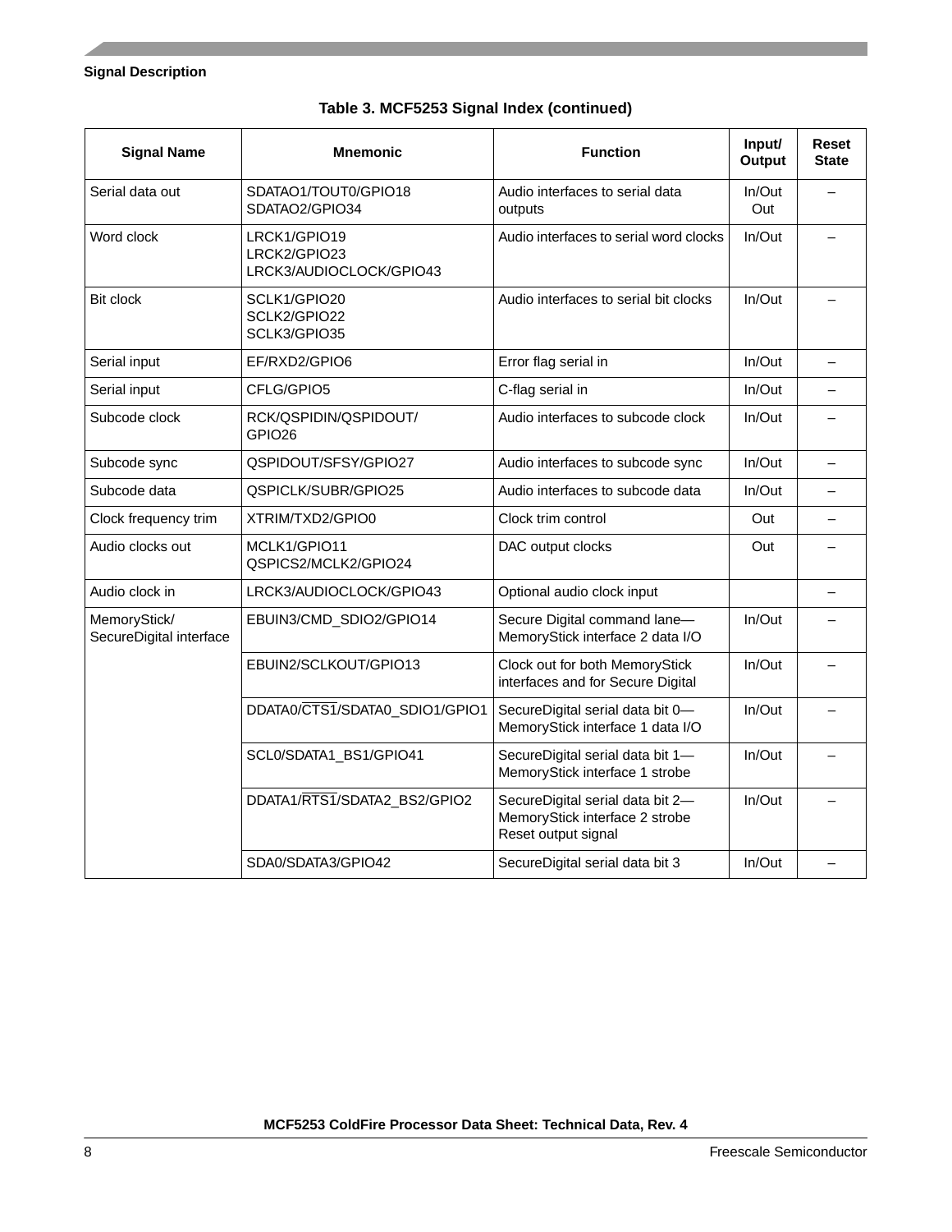**Table 3. MCF5253 Signal Index (continued)**

| Signal Name | Mnemonic | Function | Input/ Output | Reset State |
|---|---|---|---|---|
| Serial data out | SDATAO1/TOUT0/GPIO18<br>SDATAO2/GPIO34 | Audio interfaces to serial data outputs | In/Out<br>Out | – |
| Word clock | LRCK1/GPIO19<br>LRCK2/GPIO23<br>LRCK3/AUDIOCLOCK/GPIO43 | Audio interfaces to serial word clocks | In/Out | – |
| Bit clock | SCLK1/GPIO20<br>SCLK2/GPIO22<br>SCLK3/GPIO35 | Audio interfaces to serial bit clocks | In/Out | – |
| Serial input | EF/RXD2/GPIO6 | Error flag serial in | In/Out | – |
| Serial input | CFLG/GPIO5 | C-flag serial in | In/Out | – |
| Subcode clock | RCK/QSPIDIN/QSPIDOUT/ GPIO26 | Audio interfaces to subcode clock | In/Out | – |
| Subcode sync | QSPIDOUT/SFSY/GPIO27 | Audio interfaces to subcode sync | In/Out | – |
| Subcode data | QSPICLK/SUBR/GPIO25 | Audio interfaces to subcode data | In/Out | – |
| Clock frequency trim | XTRIM/TXD2/GPIO0 | Clock trim control | Out | – |
| Audio clocks out | MCLK1/GPIO11<br>QSPICS2/MCLK2/GPIO24 | DAC output clocks | Out | – |
| Audio clock in | LRCK3/AUDIOCLOCK/GPIO43 | Optional audio clock input | | – |
| MemoryStick/ SecureDigital interface | EBUIN3/CMD_SDIO2/GPIO14 | Secure Digital command lane—MemoryStick interface 2 data I/O | In/Out | – |
| | EBUIN2/SCLKOUT/GPIO13 | Clock out for both MemoryStick interfaces and for Secure Digital | In/Out | – |
| | DDATA0/$\overline{\text{CTS1}}$/SDATA0_SDIO1/GPIO1 | SecureDigital serial data bit 0—MemoryStick interface 1 data I/O | In/Out | – |
| | SCL0/SDATA1_BS1/GPIO41 | SecureDigital serial data bit 1—MemoryStick interface 1 strobe | In/Out | – |
| | DDATA1/$\overline{\text{RTS1}}$/SDATA2_BS2/GPIO2 | SecureDigital serial data bit 2—MemoryStick interface 2 strobe Reset output signal | In/Out | – |
| | SDA0/SDATA3/GPIO42 | SecureDigital serial data bit 3 | In/Out | – |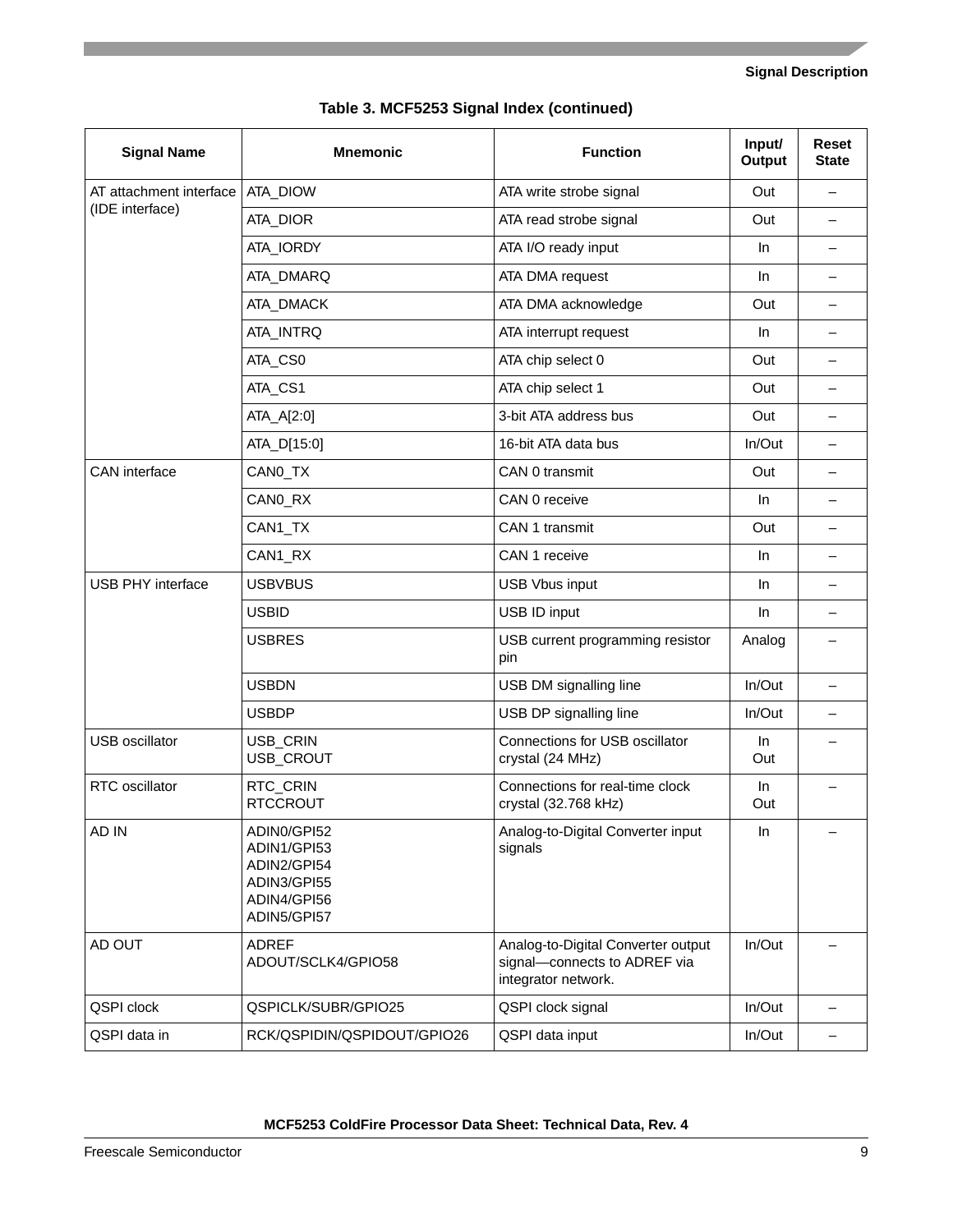**Table 3. MCF5253 Signal Index (continued)**

| Signal Name | Mnemonic | Function | Input/ Output | Reset State |
|---|---|---|---|---|
| AT attachment interface (IDE interface) | ATA_DIOW | ATA write strobe signal | Out | – |
| | ATA_DIOR | ATA read strobe signal | Out | – |
| | ATA_IORDY | ATA I/O ready input | In | – |
| | ATA_DMARQ | ATA DMA request | In | – |
| | ATA_DMACK | ATA DMA acknowledge | Out | – |
| | ATA_INTRQ | ATA interrupt request | In | – |
| | ATA_CS0 | ATA chip select 0 | Out | – |
| | ATA_CS1 | ATA chip select 1 | Out | – |
| | ATA_A[2:0] | 3-bit ATA address bus | Out | – |
| | ATA_D[15:0] | 16-bit ATA data bus | In/Out | – |
| CAN interface | CAN0_TX | CAN 0 transmit | Out | – |
| | CAN0_RX | CAN 0 receive | In | – |
| | CAN1_TX | CAN 1 transmit | Out | – |
| | CAN1_RX | CAN 1 receive | In | – |
| USB PHY interface | USBVBUS | USB Vbus input | In | – |
| | USBID | USB ID input | In | – |
| | USBRES | USB current programming resistor pin | Analog | – |
| | USBDN | USB DM signalling line | In/Out | – |
| | USBDP | USB DP signalling line | In/Out | – |
| USB oscillator | USB_CRIN<br>USB_CROUT | Connections for USB oscillator crystal (24 MHz) | In<br>Out | – |
| RTC oscillator | RTC_CRIN<br>RTCCROUT | Connections for real-time clock crystal (32.768 kHz) | In<br>Out | – |
| AD IN | ADIN0/GPI52<br>ADIN1/GPI53<br>ADIN2/GPI54<br>ADIN3/GPI55<br>ADIN4/GPI56<br>ADIN5/GPI57 | Analog-to-Digital Converter input signals | In | – |
| AD OUT | ADREF<br>ADOUT/SCLK4/GPIO58 | Analog-to-Digital Converter output signal—connects to ADREF via integrator network. | In/Out | – |
| QSPI clock | QSPICLK/SUBR/GPIO25 | QSPI clock signal | In/Out | – |
| QSPI data in | RCK/QSPIDIN/QSPIDOUT/GPIO26 | QSPI data input | In/Out | – |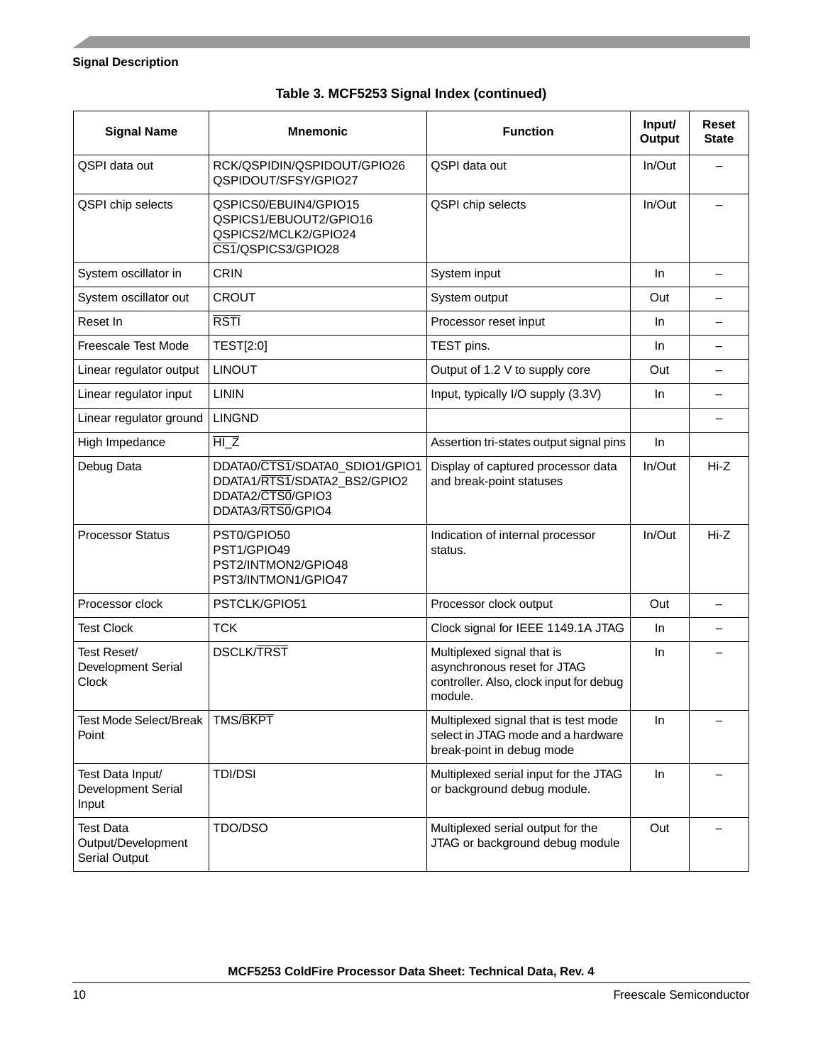**Table 3. MCF5253 Signal Index (continued)**

| Signal Name | Mnemonic | Function | Input/ Output | Reset State |
|---|---|---|---|---|
| QSPI data out | RCK/QSPIDIN/QSPIDOUT/GPIO26<br>QSPIDOUT/SFSY/GPIO27 | QSPI data out | In/Out | – |
| QSPI chip selects | QSPICS0/EBUIN4/GPIO15<br>QSPICS1/EBUOUT2/GPIO16<br>QSPICS2/MCLK2/GPIO24<br>$\overline{\text{CS1}}$/QSPICS3/GPIO28 | QSPI chip selects | In/Out | – |
| System oscillator in | CRIN | System input | In | – |
| System oscillator out | CROUT | System output | Out | – |
| Reset In | $\overline{\text{RSTI}}$ | Processor reset input | In | – |
| Freescale Test Mode | TEST[2:0] | TEST pins. | In | – |
| Linear regulator output | LINOUT | Output of 1.2 V to supply core | Out | – |
| Linear regulator input | LININ | Input, typically I/O supply (3.3V) | In | – |
| Linear regulator ground | LINGND | | | – |
| High Impedance | $\overline{\text{HI\_Z}}$ | Assertion tri-states output signal pins | In | |
| Debug Data | DDATA0/$\overline{\text{CTS1}}$/SDATA0_SDIO1/GPIO1<br>DDATA1/$\overline{\text{RTS1}}$/SDATA2_BS2/GPIO2<br>DDATA2/$\overline{\text{CTS0}}$/GPIO3<br>DDATA3/$\overline{\text{RTS0}}$/GPIO4 | Display of captured processor data and break-point statuses | In/Out | Hi-Z |
| Processor Status | PST0/GPIO50<br>PST1/GPIO49<br>PST2/INTMON2/GPIO48<br>PST3/INTMON1/GPIO47 | Indication of internal processor status. | In/Out | Hi-Z |
| Processor clock | PSTCLK/GPIO51 | Processor clock output | Out | – |
| Test Clock | TCK | Clock signal for IEEE 1149.1A JTAG | In | – |
| Test Reset/ Development Serial Clock | DSCLK/$\overline{\text{TRST}}$ | Multiplexed signal that is asynchronous reset for JTAG controller. Also, clock input for debug module. | In | – |
| Test Mode Select/Break Point | TMS/$\overline{\text{BKPT}}$ | Multiplexed signal that is test mode select in JTAG mode and a hardware break-point in debug mode | In | – |
| Test Data Input/ Development Serial Input | TDI/DSI | Multiplexed serial input for the JTAG or background debug module. | In | – |
| Test Data Output/Development Serial Output | TDO/DSO | Multiplexed serial output for the JTAG or background debug module | Out | – |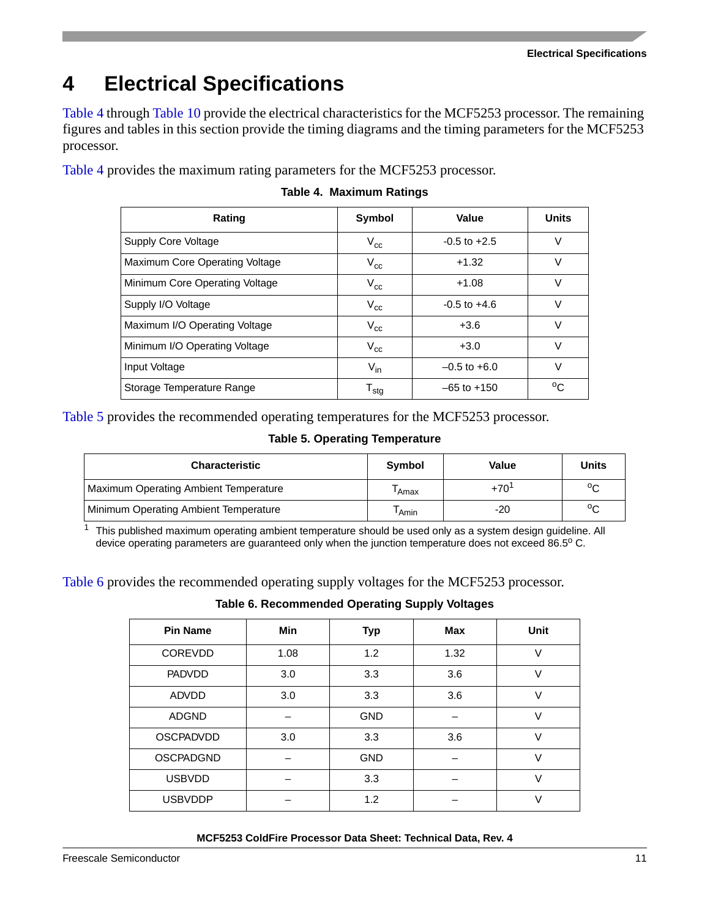# 4 Electrical Specifications

Table 4 through Table 10 provide the electrical characteristics for the MCF5253 processor. The remaining figures and tables in this section provide the timing diagrams and the timing parameters for the MCF5253 processor.

Table 4 provides the maximum rating parameters for the MCF5253 processor.

**Table 4. Maximum Ratings**

| Rating | Symbol | Value | Units |
|---|---|---|---|
| Supply Core Voltage | $V_{cc}$ | -0.5 to +2.5 | V |
| Maximum Core Operating Voltage | $V_{cc}$ | +1.32 | V |
| Minimum Core Operating Voltage | $V_{cc}$ | +1.08 | V |
| Supply I/O Voltage | $V_{cc}$ | -0.5 to +4.6 | V |
| Maximum I/O Operating Voltage | $V_{cc}$ | +3.6 | V |
| Minimum I/O Operating Voltage | $V_{cc}$ | +3.0 | V |
| Input Voltage | $V_{in}$ | –0.5 to +6.0 | V |
| Storage Temperature Range | $T_{stg}$ | –65 to +150 | $^{o}C$ |

Table 5 provides the recommended operating temperatures for the MCF5253 processor.

**Table 5. Operating Temperature**

| Characteristic | Symbol | Value | Units |
|---|---|---|---|
| Maximum Operating Ambient Temperature | $T_{Amax}$ | +70[1] | $^{o}C$ |
| Minimum Operating Ambient Temperature | $T_{Amin}$ | -20 | $^{o}C$ |

[1] This published maximum operating ambient temperature should be used only as a system design guideline. All device operating parameters are guaranteed only when the junction temperature does not exceed 86.5$^{o}$ C.

Table 6 provides the recommended operating supply voltages for the MCF5253 processor.

**Table 6. Recommended Operating Supply Voltages**

| Pin Name | Min | Typ | Max | Unit |
|---|---|---|---|---|
| COREVDD | 1.08 | 1.2 | 1.32 | V |
| PADVDD | 3.0 | 3.3 | 3.6 | V |
| ADVDD | 3.0 | 3.3 | 3.6 | V |
| ADGND | – | GND | – | V |
| OSCPADVDD | 3.0 | 3.3 | 3.6 | V |
| OSCPADGND | – | GND | – | V |
| USBVDD | – | 3.3 | – | V |
| USBVDDP | – | 1.2 | – | V |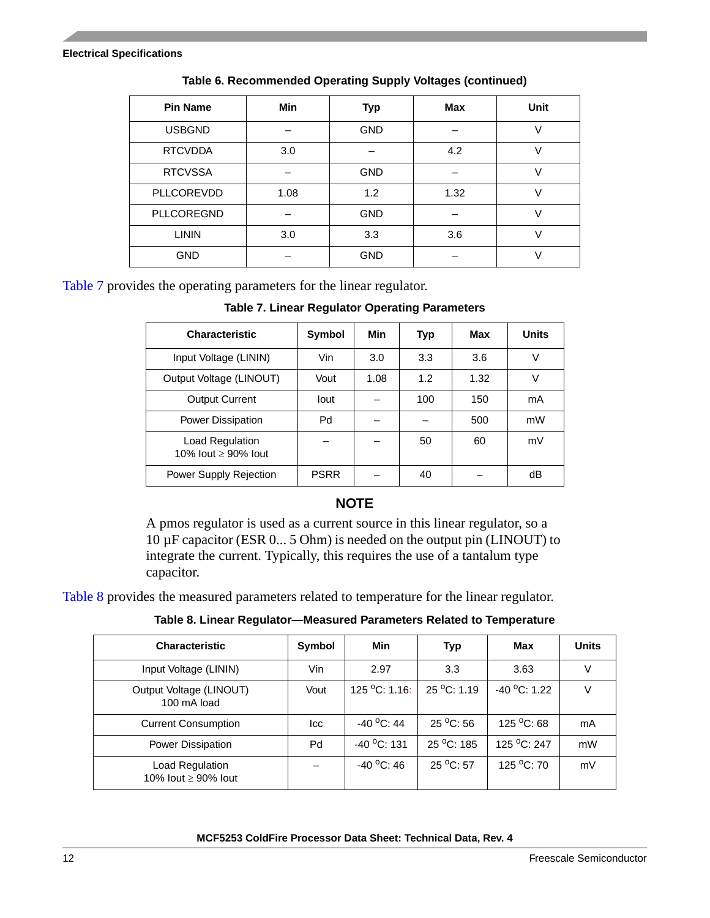**Table 6. Recommended Operating Supply Voltages (continued)**

| Pin Name | Min | Typ | Max | Unit |
|---|---|---|---|---|
| USBGND | – | GND | – | V |
| RTCVDDA | 3.0 | – | 4.2 | V |
| RTCVSSA | – | GND | – | V |
| PLLCOREVDD | 1.08 | 1.2 | 1.32 | V |
| PLLCOREGND | – | GND | – | V |
| LININ | 3.0 | 3.3 | 3.6 | V |
| GND | – | GND | – | V |

Table 7 provides the operating parameters for the linear regulator.

**Table 7. Linear Regulator Operating Parameters**

| Characteristic | Symbol | Min | Typ | Max | Units |
|---|---|---|---|---|---|
| Input Voltage (LININ) | Vin | 3.0 | 3.3 | 3.6 | V |
| Output Voltage (LINOUT) | Vout | 1.08 | 1.2 | 1.32 | V |
| Output Current | Iout | – | 100 | 150 | mA |
| Power Dissipation | Pd | – | – | 500 | mW |
| Load Regulation 10% Iout ≥ 90% Iout | – | – | 50 | 60 | mV |
| Power Supply Rejection | PSRR | – | 40 | – | dB |

### NOTE

A pmos regulator is used as a current source in this linear regulator, so a 10 µF capacitor (ESR 0... 5 Ohm) is needed on the output pin (LINOUT) to integrate the current. Typically, this requires the use of a tantalum type capacitor.

Table 8 provides the measured parameters related to temperature for the linear regulator.

**Table 8. Linear Regulator—Measured Parameters Related to Temperature**

| Characteristic | Symbol | Min | Typ | Max | Units |
|---|---|---|---|---|---|
| Input Voltage (LININ) | Vin | 2.97 | 3.3 | 3.63 | V |
| Output Voltage (LINOUT) 100 mA load | Vout | 125 °C: 1.16: | 25 °C: 1.19 | -40 °C: 1.22 | V |
| Current Consumption | Icc | -40 °C: 44 | 25 °C: 56 | 125 °C: 68 | mA |
| Power Dissipation | Pd | -40 °C: 131 | 25 °C: 185 | 125 °C: 247 | mW |
| Load Regulation 10% Iout ≥ 90% Iout | – | -40 °C: 46 | 25 °C: 57 | 125 °C: 70 | mV |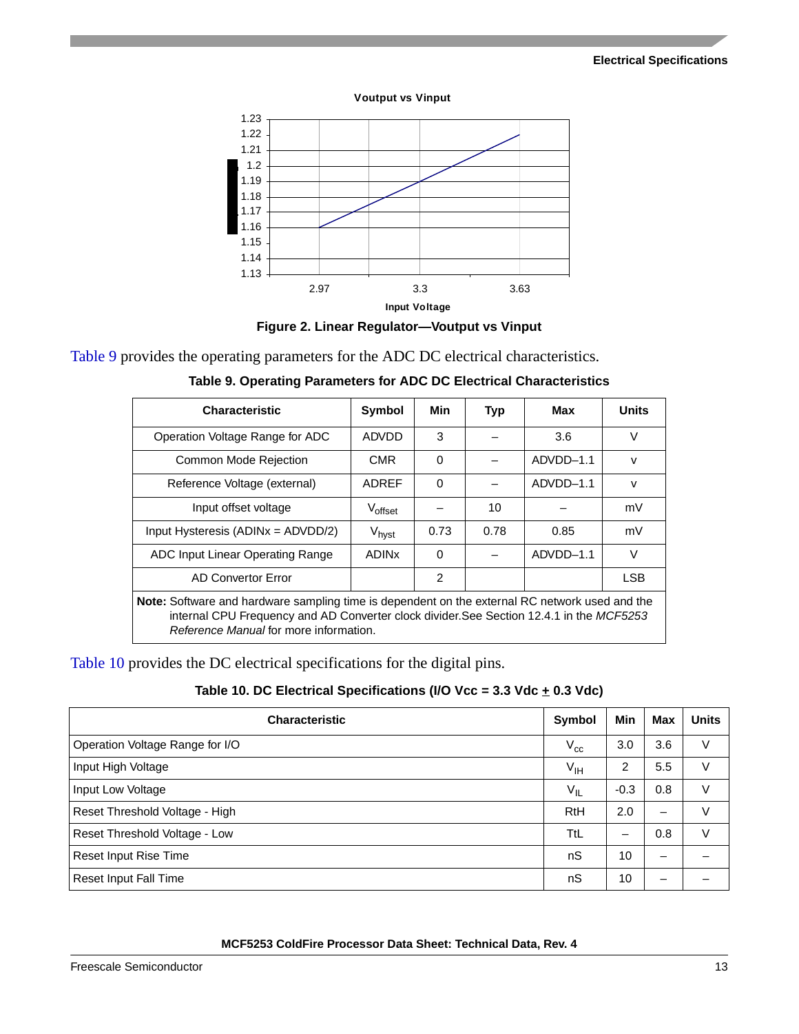Figure 2. Linear Regulator—Voutput vs Vinput

Table 9 provides the operating parameters for the ADC DC electrical characteristics.

**Table 9. Operating Parameters for ADC DC Electrical Characteristics**

| Characteristic | Symbol | Min | Typ | Max | Units |
|---|---|---|---|---|---|
| Operation Voltage Range for ADC | ADVDD | 3 | – | 3.6 | V |
| Common Mode Rejection | CMR | 0 | – | ADVDD–1.1 | v |
| Reference Voltage (external) | ADREF | 0 | – | ADVDD–1.1 | v |
| Input offset voltage | $V_{offset}$ | – | 10 | – | mV |
| Input Hysteresis (ADINx = ADVDD/2) | $V_{hyst}$ | 0.73 | 0.78 | 0.85 | mV |
| ADC Input Linear Operating Range | ADINx | 0 | – | ADVDD–1.1 | V |
| AD Convertor Error | | 2 | | | LSB |
| **Note:** Software and hardware sampling time is dependent on the external RC network used and the internal CPU Frequency and AD Converter clock divider.See Section 12.4.1 in the *MCF5253 Reference Manual* for more information. | | | | | |

Table 10 provides the DC electrical specifications for the digital pins.

**Table 10. DC Electrical Specifications (I/O Vcc = 3.3 Vdc ± 0.3 Vdc)**

| Characteristic | Symbol | Min | Max | Units |
|---|---|---|---|---|
| Operation Voltage Range for I/O | $V_{cc}$ | 3.0 | 3.6 | V |
| Input High Voltage | $V_{IH}$ | 2 | 5.5 | V |
| Input Low Voltage | $V_{IL}$ | -0.3 | 0.8 | V |
| Reset Threshold Voltage - High | RtH | 2.0 | – | V |
| Reset Threshold Voltage - Low | TtL | – | 0.8 | V |
| Reset Input Rise Time | nS | 10 | – | – |
| Reset Input Fall Time | nS | 10 | – | – |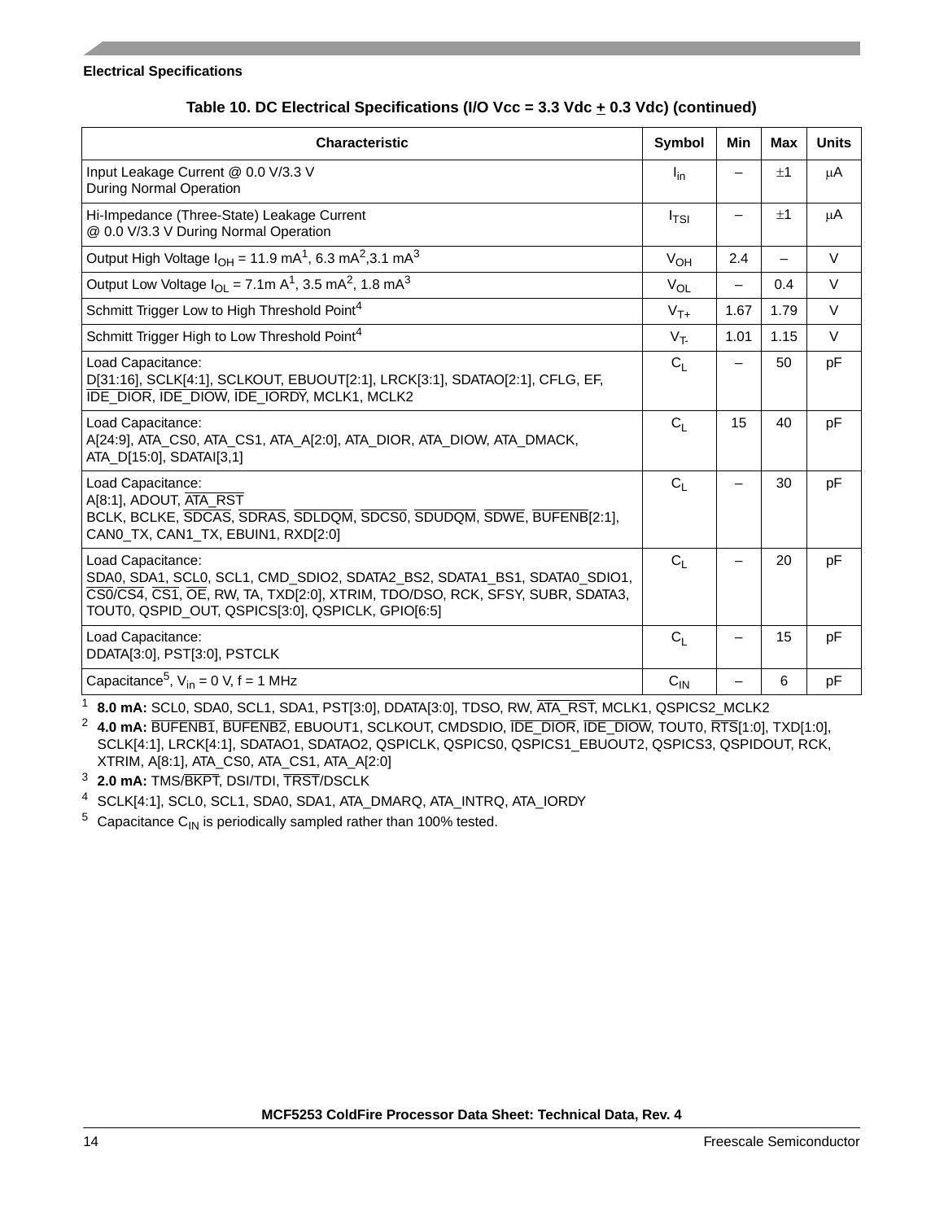**Electrical Specifications**

**Table 10. DC Electrical Specifications (I/O Vcc = 3.3 Vdc ± 0.3 Vdc) (continued)**

| Characteristic | Symbol | Min | Max | Units |
|---|---|---|---|---|
| Input Leakage Current @ 0.0 V/3.3 V<br>During Normal Operation | $I_{in}$ | – | ±1 | μA |
| Hi-Impedance (Three-State) Leakage Current<br>@ 0.0 V/3.3 V During Normal Operation | $I_{TSI}$ | – | ±1 | μA |
| Output High Voltage $I_{OH}$ = 11.9 mA[1], 6.3 mA[2],3.1 mA[3] | $V_{OH}$ | 2.4 | – | V |
| Output Low Voltage $I_{OL}$ = 7.1m A[1], 3.5 mA[2], 1.8 mA[3] | $V_{OL}$ | – | 0.4 | V |
| Schmitt Trigger Low to High Threshold Point[4] | $V_{T+}$ | 1.67 | 1.79 | V |
| Schmitt Trigger High to Low Threshold Point[4] | $V_{T-}$ | 1.01 | 1.15 | V |
| Load Capacitance:<br>D[31:16], SCLK[4:1], SCLKOUT, EBUOUT[2:1], LRCK[3:1], SDATAO[2:1], CFLG, EF, $\overline{\text{IDE\_DIOR}}$, $\overline{\text{IDE\_DIOW}}$, $\overline{\text{IDE\_IORDY}}$, MCLK1, MCLK2 | $C_L$ | – | 50 | pF |
| Load Capacitance:<br>A[24:9], ATA_CS0, ATA_CS1, ATA_A[2:0], ATA_DIOR, ATA_DIOW, ATA_DMACK, ATA_D[15:0], SDATAI[3,1] | $C_L$ | 15 | 40 | pF |
| Load Capacitance:<br>A[8:1], ADOUT, $\overline{\text{ATA\_RST}}$<br>BCLK, BCLKE, $\overline{\text{SDCAS}}$, $\overline{\text{SDRAS}}$, $\overline{\text{SDLDQM}}$, $\overline{\text{SDCS0}}$, $\overline{\text{SDUDQM}}$, $\overline{\text{SDWE}}$, $\overline{\text{BUFENB}}$[2:1], CAN0_TX, CAN1_TX, EBUIN1, RXD[2:0] | $C_L$ | – | 30 | pF |
| Load Capacitance:<br>SDA0, SDA1, SCL0, SCL1, CMD_SDIO2, SDATA2_BS2, SDATA1_BS1, SDATA0_SDIO1, $\overline{\text{CS0}}$/$\overline{\text{CS4}}$, $\overline{\text{CS1}}$, $\overline{\text{OE}}$, RW, TA, TXD[2:0], XTRIM, TDO/DSO, RCK, SFSY, SUBR, SDATA3, TOUT0, QSPID_OUT, QSPICS[3:0], QSPICLK, GPIO[6:5] | $C_L$ | – | 20 | pF |
| Load Capacitance:<br>DDATA[3:0], PST[3:0], PSTCLK | $C_L$ | – | 15 | pF |
| Capacitance[5], $V_{in}$ = 0 V, f = 1 MHz | $C_{IN}$ | – | 6 | pF |

[1] **8.0 mA:** SCL0, SDA0, SCL1, SDA1, PST[3:0], DDATA[3:0], TDSO, RW, $\overline{\text{ATA\_RST}}$, MCLK1, QSPICS2_MCLK2

[2] **4.0 mA:** $\overline{\text{BUFENB1}}$, $\overline{\text{BUFENB2}}$, EBUOUT1, SCLKOUT, CMDSDIO, $\overline{\text{IDE\_DIOR}}$, $\overline{\text{IDE\_DIOW}}$, TOUT0, $\overline{\text{RTS}}$[1:0], TXD[1:0], SCLK[4:1], LRCK[4:1], SDATAO1, SDATAO2, QSPICLK, QSPICS0, QSPICS1_EBUOUT2, QSPICS3, QSPIDOUT, RCK, XTRIM, A[8:1], ATA_CS0, ATA_CS1, ATA_A[2:0]

[3] **2.0 mA:** TMS/$\overline{\text{BKPT}}$, DSI/TDI, $\overline{\text{TRST}}$/DSCLK

[4] SCLK[4:1], SCL0, SCL1, SDA0, SDA1, ATA_DMARQ, ATA_INTRQ, ATA_IORDY

[5] Capacitance $C_{IN}$ is periodically sampled rather than 100% tested.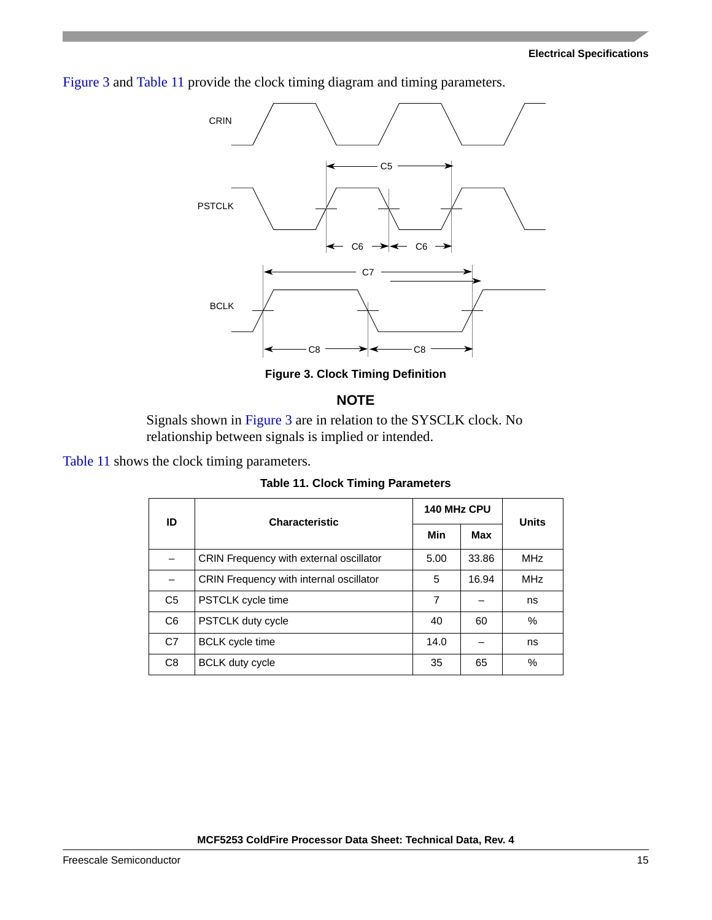Figure 3 and Table 11 provide the clock timing diagram and timing parameters.

**Figure 3. Clock Timing Definition**

### NOTE

Signals shown in Figure 3 are in relation to the SYSCLK clock. No relationship between signals is implied or intended.

Table 11 shows the clock timing parameters.

**Table 11. Clock Timing Parameters**

| ID | Characteristic | 140 MHz CPU | | Units |
|---|---|---|---|---|
| | | Min | Max | |
| – | CRIN Frequency with external oscillator | 5.00 | 33.86 | MHz |
| – | CRIN Frequency with internal oscillator | 5 | 16.94 | MHz |
| C5 | PSTCLK cycle time | 7 | – | ns |
| C6 | PSTCLK duty cycle | 40 | 60 | % |
| C7 | BCLK cycle time | 14.0 | – | ns |
| C8 | BCLK duty cycle | 35 | 65 | % |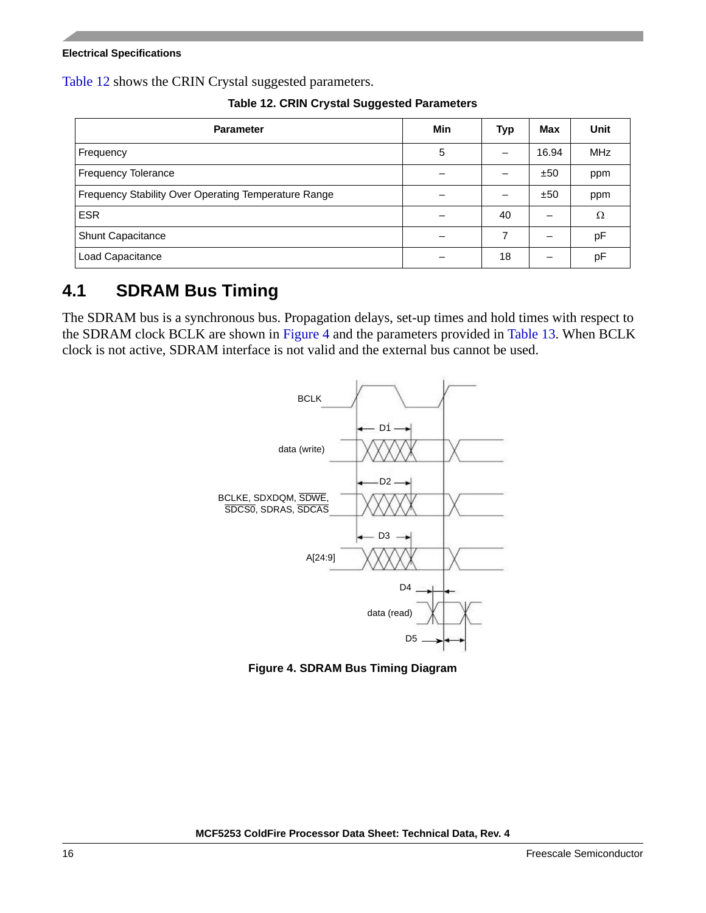Table 12 shows the CRIN Crystal suggested parameters.

**Table 12. CRIN Crystal Suggested Parameters**

| Parameter | Min | Typ | Max | Unit |
|---|---|---|---|---|
| Frequency | 5 | – | 16.94 | MHz |
| Frequency Tolerance | – | – | ±50 | ppm |
| Frequency Stability Over Operating Temperature Range | – | – | ±50 | ppm |
| ESR | – | 40 | – | Ω |
| Shunt Capacitance | – | 7 | – | pF |
| Load Capacitance | – | 18 | – | pF |

## 4.1 SDRAM Bus Timing

The SDRAM bus is a synchronous bus. Propagation delays, set-up times and hold times with respect to the SDRAM clock BCLK are shown in Figure 4 and the parameters provided in Table 13. When BCLK clock is not active, SDRAM interface is not valid and the external bus cannot be used.

BCLK

data (write)

BCLKE, SDXDQM, $\overline{SDWE}$, $\overline{SDCS0}$, SDRAS, $\overline{SDCAS}$

A[24:9]

data (read)

D1 D2 D3 D4 D5

**Figure 4. SDRAM Bus Timing Diagram**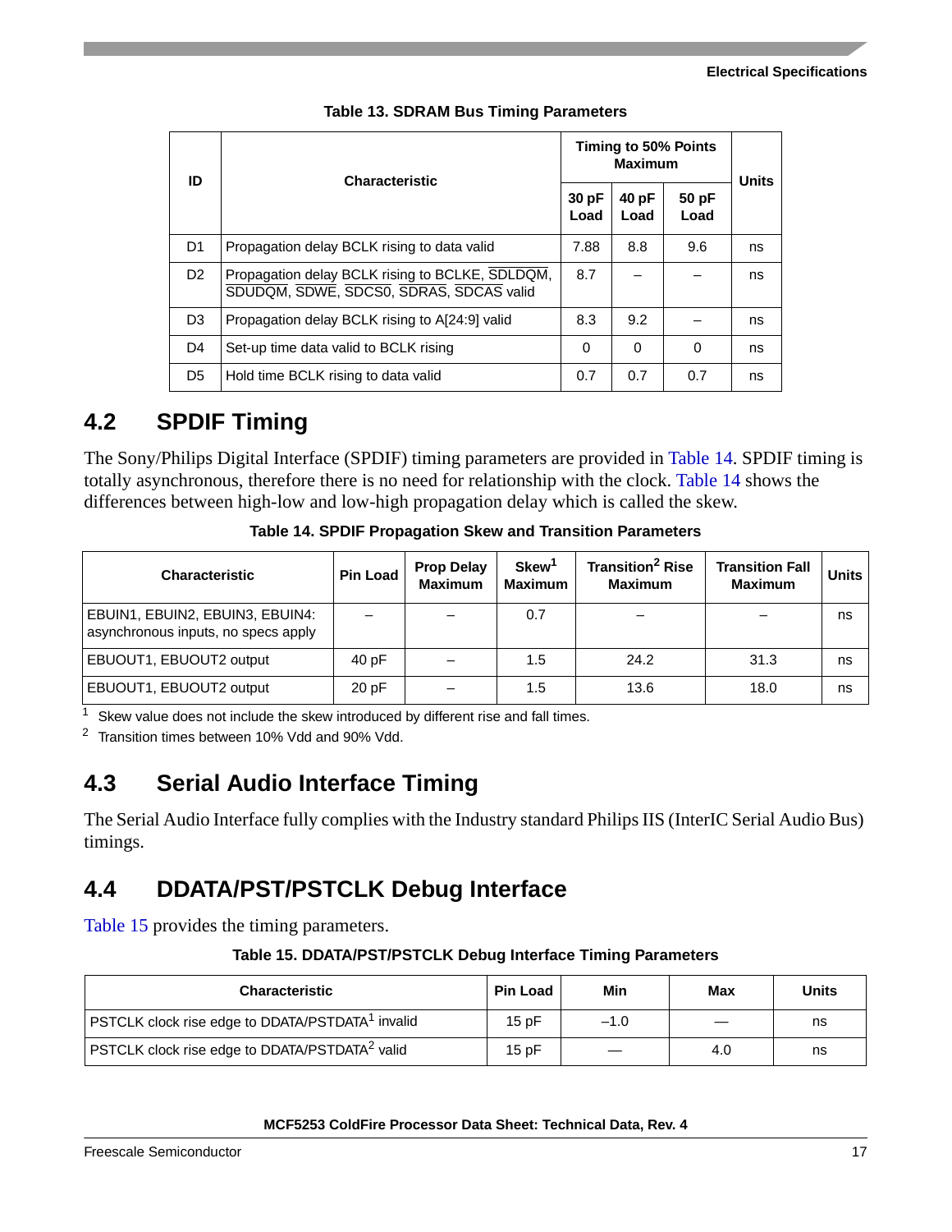**Table 13. SDRAM Bus Timing Parameters**

| ID | Characteristic | Timing to 50% Points Maximum | | | Units |
|---|---|---|---|---|---|
| | | 30 pF Load | 40 pF Load | 50 pF Load | |
| D1 | Propagation delay BCLK rising to data valid | 7.88 | 8.8 | 9.6 | ns |
| D2 | Propagation delay BCLK rising to BCLKE, $\overline{\text{SDLDQM}}$, $\overline{\text{SDUDQM}}$, $\overline{\text{SDWE}}$, $\overline{\text{SDCS0}}$, $\overline{\text{SDRAS}}$, $\overline{\text{SDCAS}}$ valid | 8.7 | – | – | ns |
| D3 | Propagation delay BCLK rising to A[24:9] valid | 8.3 | 9.2 | – | ns |
| D4 | Set-up time data valid to BCLK rising | 0 | 0 | 0 | ns |
| D5 | Hold time BCLK rising to data valid | 0.7 | 0.7 | 0.7 | ns |

## 4.2 SPDIF Timing

The Sony/Philips Digital Interface (SPDIF) timing parameters are provided in Table 14. SPDIF timing is totally asynchronous, therefore there is no need for relationship with the clock. Table 14 shows the differences between high-low and low-high propagation delay which is called the skew.

**Table 14. SPDIF Propagation Skew and Transition Parameters**

| Characteristic | Pin Load | Prop Delay Maximum | Skew[1] Maximum | Transition[2] Rise Maximum | Transition Fall Maximum | Units |
|---|---|---|---|---|---|---|
| EBUIN1, EBUIN2, EBUIN3, EBUIN4: asynchronous inputs, no specs apply | – | – | 0.7 | – | – | ns |
| EBUOUT1, EBUOUT2 output | 40 pF | – | 1.5 | 24.2 | 31.3 | ns |
| EBUOUT1, EBUOUT2 output | 20 pF | – | 1.5 | 13.6 | 18.0 | ns |

[1] Skew value does not include the skew introduced by different rise and fall times.

[2] Transition times between 10% Vdd and 90% Vdd.

## 4.3 Serial Audio Interface Timing

The Serial Audio Interface fully complies with the Industry standard Philips IIS (InterIC Serial Audio Bus) timings.

## 4.4 DDATA/PST/PSTCLK Debug Interface

Table 15 provides the timing parameters.

**Table 15. DDATA/PST/PSTCLK Debug Interface Timing Parameters**

| Characteristic | Pin Load | Min | Max | Units |
|---|---|---|---|---|
| PSTCLK clock rise edge to DDATA/PSTDATA[1] invalid | 15 pF | –1.0 | — | ns |
| PSTCLK clock rise edge to DDATA/PSTDATA[2] valid | 15 pF | — | 4.0 | ns |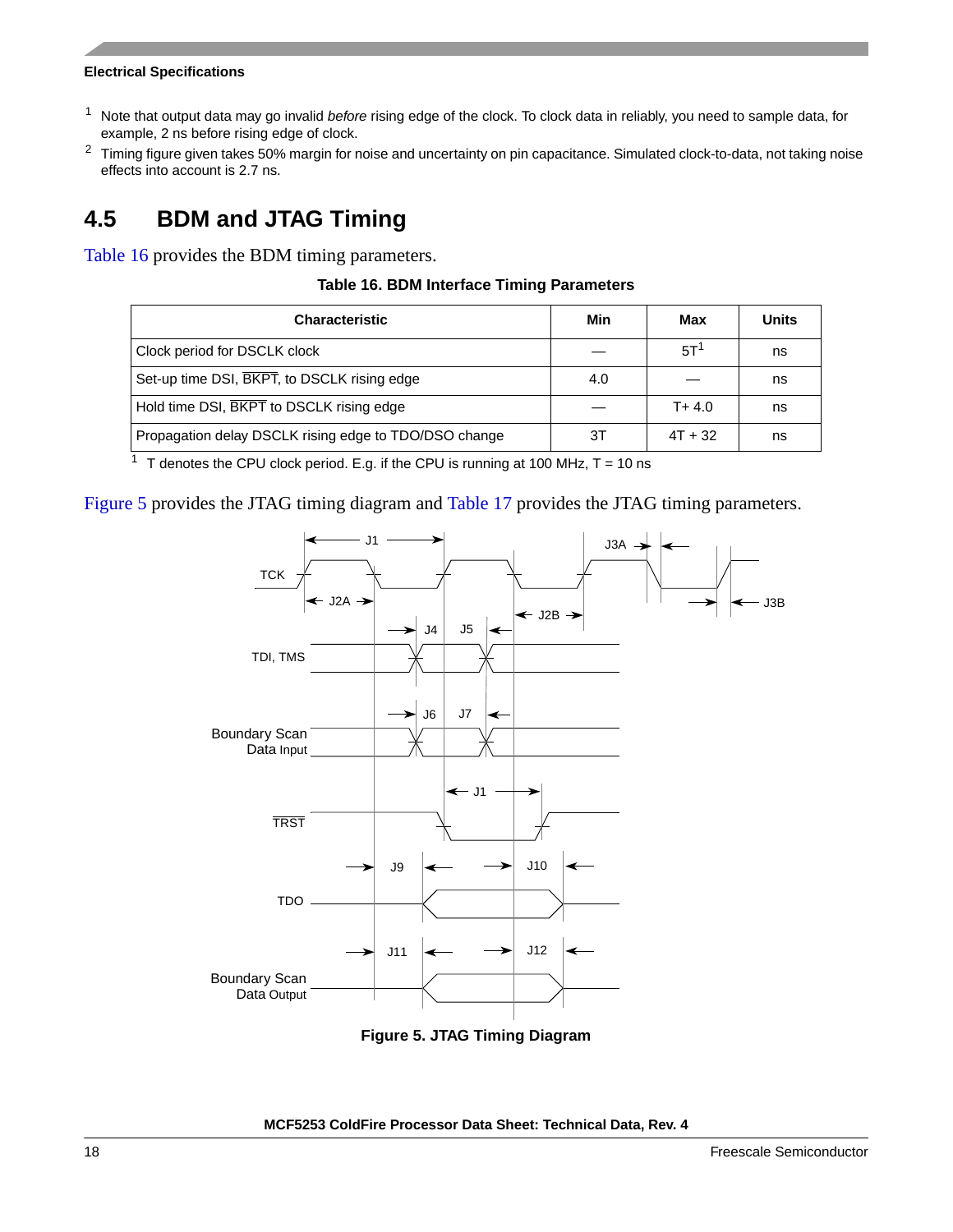1. Note that output data may go invalid *before* rising edge of the clock. To clock data in reliably, you need to sample data, for example, 2 ns before rising edge of clock.
2. Timing figure given takes 50% margin for noise and uncertainty on pin capacitance. Simulated clock-to-data, not taking noise effects into account is 2.7 ns.

## 4.5 BDM and JTAG Timing

Table 16 provides the BDM timing parameters.

**Table 16. BDM Interface Timing Parameters**

| Characteristic | Min | Max | Units |
|---|---|---|---|
| Clock period for DSCLK clock | — | 5T[1] | ns |
| Set-up time DSI, $\overline{\text{BKPT}}$, to DSCLK rising edge | 4.0 | — | ns |
| Hold time DSI, $\overline{\text{BKPT}}$ to DSCLK rising edge | — | T+ 4.0 | ns |
| Propagation delay DSCLK rising edge to TDO/DSO change | 3T | 4T + 32 | ns |

1 T denotes the CPU clock period. E.g. if the CPU is running at 100 MHz, T = 10 ns

Figure 5 provides the JTAG timing diagram and Table 17 provides the JTAG timing parameters.

**Figure 5. JTAG Timing Diagram**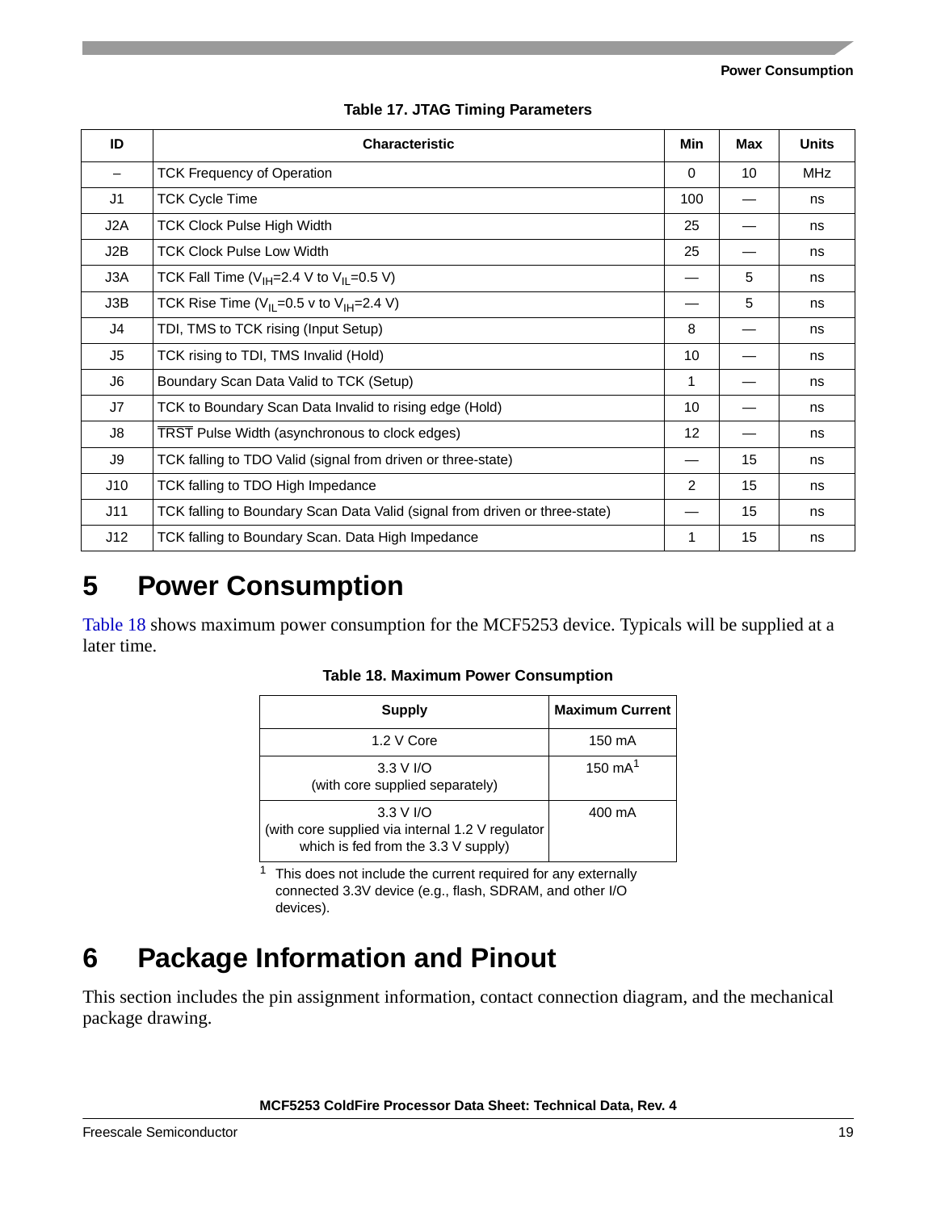**Table 17. JTAG Timing Parameters**

| ID | Characteristic | Min | Max | Units |
|---|---|---|---|---|
| – | TCK Frequency of Operation | 0 | 10 | MHz |
| J1 | TCK Cycle Time | 100 | — | ns |
| J2A | TCK Clock Pulse High Width | 25 | — | ns |
| J2B | TCK Clock Pulse Low Width | 25 | — | ns |
| J3A | TCK Fall Time ($V_{IH}$=2.4 V to $V_{IL}$=0.5 V) | — | 5 | ns |
| J3B | TCK Rise Time ($V_{IL}$=0.5 v to $V_{IH}$=2.4 V) | — | 5 | ns |
| J4 | TDI, TMS to TCK rising (Input Setup) | 8 | — | ns |
| J5 | TCK rising to TDI, TMS Invalid (Hold) | 10 | — | ns |
| J6 | Boundary Scan Data Valid to TCK (Setup) | 1 | — | ns |
| J7 | TCK to Boundary Scan Data Invalid to rising edge (Hold) | 10 | — | ns |
| J8 | $\overline{\text{TRST}}$ Pulse Width (asynchronous to clock edges) | 12 | — | ns |
| J9 | TCK falling to TDO Valid (signal from driven or three-state) | — | 15 | ns |
| J10 | TCK falling to TDO High Impedance | 2 | 15 | ns |
| J11 | TCK falling to Boundary Scan Data Valid (signal from driven or three-state) | — | 15 | ns |
| J12 | TCK falling to Boundary Scan. Data High Impedance | 1 | 15 | ns |

# 5 Power Consumption

Table 18 shows maximum power consumption for the MCF5253 device. Typicals will be supplied at a later time.

**Table 18. Maximum Power Consumption**

| Supply | Maximum Current |
|---|---|
| 1.2 V Core | 150 mA |
| 3.3 V I/O (with core supplied separately) | 150 mA[1] |
| 3.3 V I/O (with core supplied via internal 1.2 V regulator which is fed from the 3.3 V supply) | 400 mA |

[1] This does not include the current required for any externally connected 3.3V device (e.g., flash, SDRAM, and other I/O devices).

# 6 Package Information and Pinout

This section includes the pin assignment information, contact connection diagram, and the mechanical package drawing.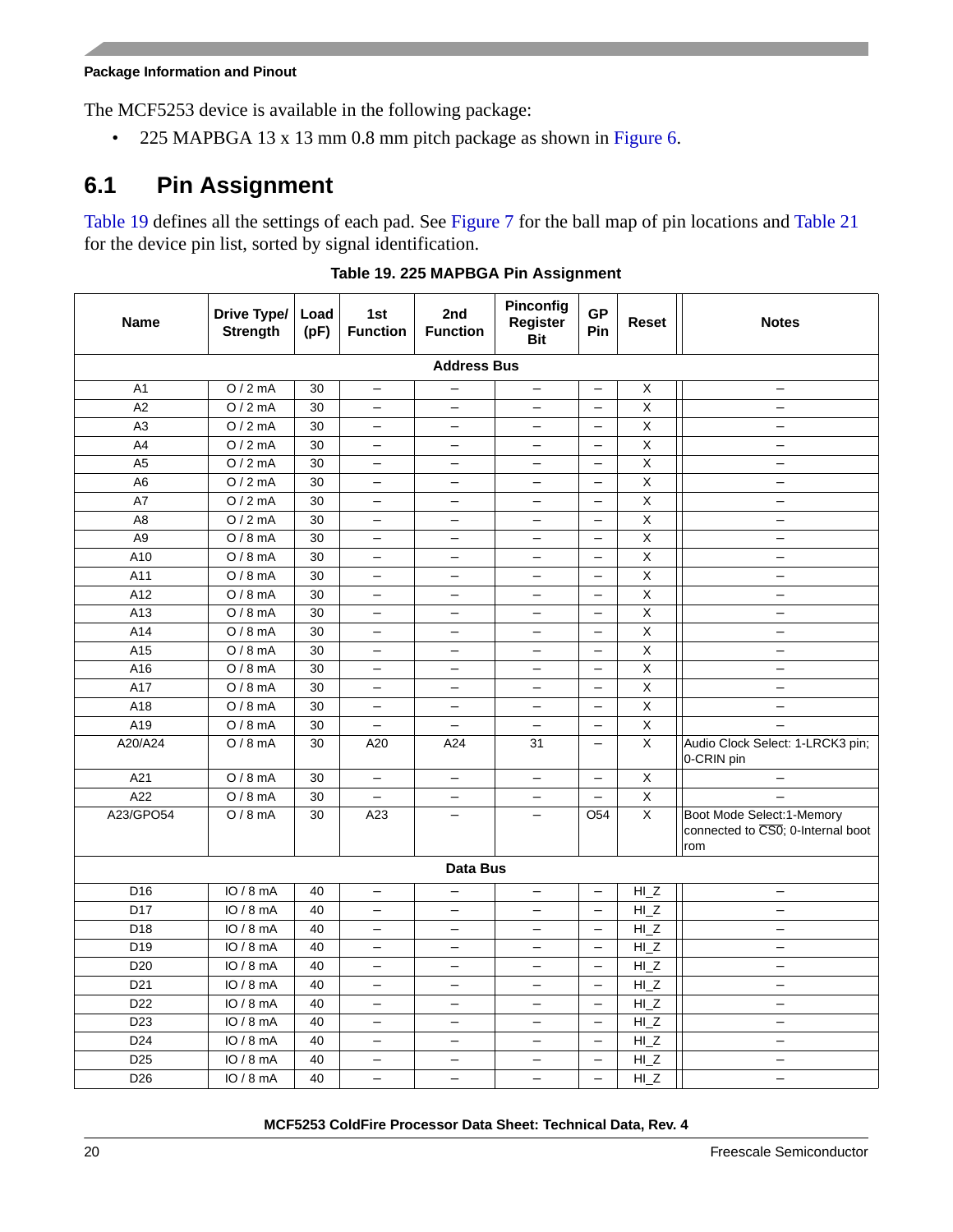The MCF5253 device is available in the following package:

- 225 MAPBGA 13 x 13 mm 0.8 mm pitch package as shown in Figure 6.

## 6.1 Pin Assignment

Table 19 defines all the settings of each pad. See Figure 7 for the ball map of pin locations and Table 21 for the device pin list, sorted by signal identification.

**Table 19. 225 MAPBGA Pin Assignment**

| Name | Drive Type/ Strength | Load (pF) | 1st Function | 2nd Function | Pinconfig Register Bit | GP Pin | Reset | Notes |
|---|---|---|---|---|---|---|---|---|
| **Address Bus** | | | | | | | | |
| A1 | O / 2 mA | 30 | – | – | – | – | X | – |
| A2 | O / 2 mA | 30 | – | – | – | – | X | – |
| A3 | O / 2 mA | 30 | – | – | – | – | X | – |
| A4 | O / 2 mA | 30 | – | – | – | – | X | – |
| A5 | O / 2 mA | 30 | – | – | – | – | X | – |
| A6 | O / 2 mA | 30 | – | – | – | – | X | – |
| A7 | O / 2 mA | 30 | – | – | – | – | X | – |
| A8 | O / 2 mA | 30 | – | – | – | – | X | – |
| A9 | O / 8 mA | 30 | – | – | – | – | X | – |
| A10 | O / 8 mA | 30 | – | – | – | – | X | – |
| A11 | O / 8 mA | 30 | – | – | – | – | X | – |
| A12 | O / 8 mA | 30 | – | – | – | – | X | – |
| A13 | O / 8 mA | 30 | – | – | – | – | X | – |
| A14 | O / 8 mA | 30 | – | – | – | – | X | – |
| A15 | O / 8 mA | 30 | – | – | – | – | X | – |
| A16 | O / 8 mA | 30 | – | – | – | – | X | – |
| A17 | O / 8 mA | 30 | – | – | – | – | X | – |
| A18 | O / 8 mA | 30 | – | – | – | – | X | – |
| A19 | O / 8 mA | 30 | – | – | – | – | X | – |
| A20/A24 | O / 8 mA | 30 | A20 | A24 | 31 | – | X | Audio Clock Select: 1-LRCK3 pin; 0-CRIN pin |
| A21 | O / 8 mA | 30 | – | – | – | – | X | – |
| A22 | O / 8 mA | 30 | – | – | – | – | X | – |
| A23/GPO54 | O / 8 mA | 30 | A23 | – | – | O54 | X | Boot Mode Select:1-Memory connected to $\overline{CS0}$; 0-Internal boot rom |
| **Data Bus** | | | | | | | | |
| D16 | IO / 8 mA | 40 | – | – | – | – | HI_Z | – |
| D17 | IO / 8 mA | 40 | – | – | – | – | HI_Z | – |
| D18 | IO / 8 mA | 40 | – | – | – | – | HI_Z | – |
| D19 | IO / 8 mA | 40 | – | – | – | – | HI_Z | – |
| D20 | IO / 8 mA | 40 | – | – | – | – | HI_Z | – |
| D21 | IO / 8 mA | 40 | – | – | – | – | HI_Z | – |
| D22 | IO / 8 mA | 40 | – | – | – | – | HI_Z | – |
| D23 | IO / 8 mA | 40 | – | – | – | – | HI_Z | – |
| D24 | IO / 8 mA | 40 | – | – | – | – | HI_Z | – |
| D25 | IO / 8 mA | 40 | – | – | – | – | HI_Z | – |
| D26 | IO / 8 mA | 40 | – | – | – | – | HI_Z | – |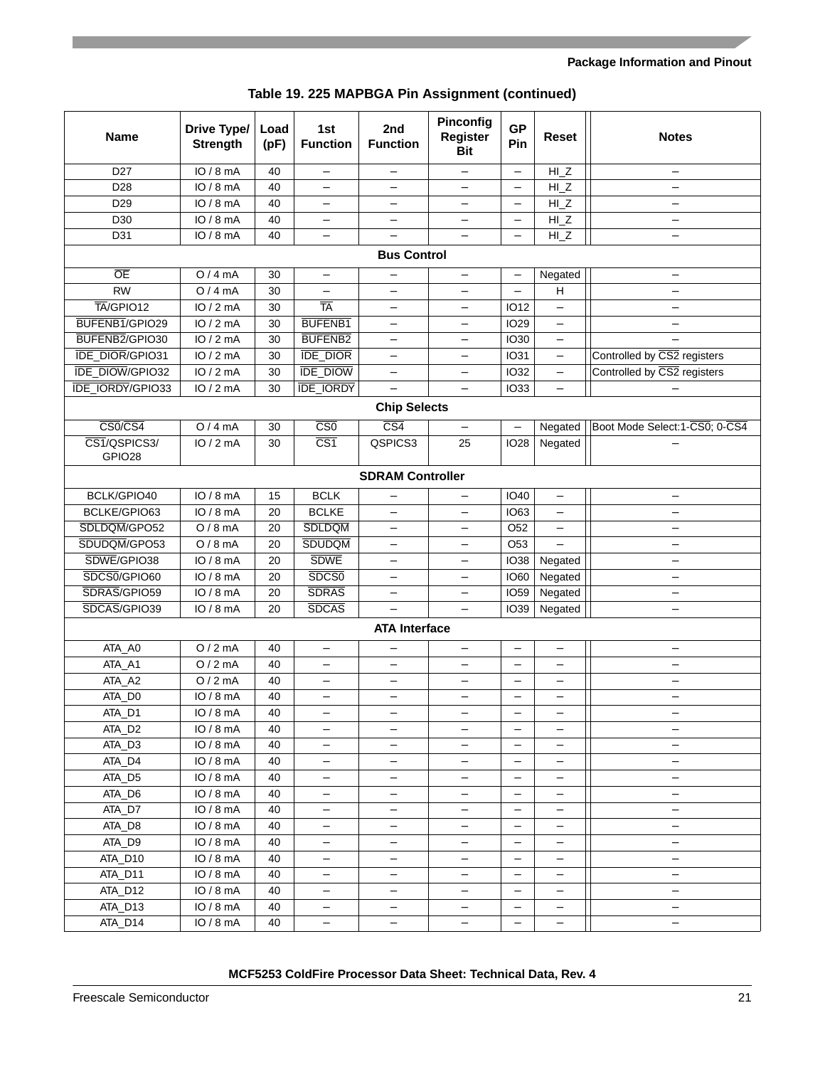**Table 19. 225 MAPBGA Pin Assignment (continued)**

| Name | Drive Type/ Strength | Load (pF) | 1st Function | 2nd Function | Pinconfig Register Bit | GP Pin | Reset | Notes |
|---|---|---|---|---|---|---|---|---|
| D27 | IO / 8 mA | 40 | – | – | – | – | HI_Z | – |
| D28 | IO / 8 mA | 40 | – | – | – | – | HI_Z | – |
| D29 | IO / 8 mA | 40 | – | – | – | – | HI_Z | – |
| D30 | IO / 8 mA | 40 | – | – | – | – | HI_Z | – |
| D31 | IO / 8 mA | 40 | – | – | – | – | HI_Z | – |
| **Bus Control** | | | | | | | | |
| $\overline{\text{OE}}$ | O / 4 mA | 30 | – | – | – | – | Negated | – |
| RW | O / 4 mA | 30 | – | – | – | – | H | – |
| $\overline{\text{TA}}$/GPIO12 | IO / 2 mA | 30 | $\overline{\text{TA}}$ | – | – | IO12 | – | – |
| $\overline{\text{BUFENB1}}$/GPIO29 | IO / 2 mA | 30 | $\overline{\text{BUFENB1}}$ | – | – | IO29 | – | – |
| $\overline{\text{BUFENB2}}$/GPIO30 | IO / 2 mA | 30 | $\overline{\text{BUFENB2}}$ | – | – | IO30 | – | – |
| $\overline{\text{IDE\_DIOR}}$/GPIO31 | IO / 2 mA | 30 | $\overline{\text{IDE\_DIOR}}$ | – | – | IO31 | – | Controlled by $\overline{\text{CS2}}$ registers |
| $\overline{\text{IDE\_DIOW}}$/GPIO32 | IO / 2 mA | 30 | $\overline{\text{IDE\_DIOW}}$ | – | – | IO32 | – | Controlled by $\overline{\text{CS2}}$ registers |
| $\overline{\text{IDE\_IORDY}}$/GPIO33 | IO / 2 mA | 30 | $\overline{\text{IDE\_IORDY}}$ | – | – | IO33 | – | – |
| **Chip Selects** | | | | | | | | |
| $\overline{\text{CS0}}$/$\overline{\text{CS4}}$ | O / 4 mA | 30 | $\overline{\text{CS0}}$ | $\overline{\text{CS4}}$ | – | – | Negated | Boot Mode Select:1-$\overline{\text{CS0}}$; 0-$\overline{\text{CS4}}$ |
| $\overline{\text{CS1}}$/QSPICS3/ GPIO28 | IO / 2 mA | 30 | $\overline{\text{CS1}}$ | QSPICS3 | 25 | IO28 | Negated | – |
| **SDRAM Controller** | | | | | | | | |
| BCLK/GPIO40 | IO / 8 mA | 15 | BCLK | – | – | IO40 | – | – |
| BCLKE/GPIO63 | IO / 8 mA | 20 | BCLKE | – | – | IO63 | – | – |
| $\overline{\text{SDLDQM}}$/GPO52 | O / 8 mA | 20 | $\overline{\text{SDLDQM}}$ | – | – | O52 | – | – |
| $\overline{\text{SDUDQM}}$/GPO53 | O / 8 mA | 20 | $\overline{\text{SDUDQM}}$ | – | – | O53 | – | – |
| $\overline{\text{SDWE}}$/GPIO38 | IO / 8 mA | 20 | $\overline{\text{SDWE}}$ | – | – | IO38 | Negated | – |
| $\overline{\text{SDCS0}}$/GPIO60 | IO / 8 mA | 20 | $\overline{\text{SDCS0}}$ | – | – | IO60 | Negated | – |
| $\overline{\text{SDRAS}}$/GPIO59 | IO / 8 mA | 20 | $\overline{\text{SDRAS}}$ | – | – | IO59 | Negated | – |
| $\overline{\text{SDCAS}}$/GPIO39 | IO / 8 mA | 20 | $\overline{\text{SDCAS}}$ | – | – | IO39 | Negated | – |
| **ATA Interface** | | | | | | | | |
| ATA_A0 | O / 2 mA | 40 | – | – | – | – | – | – |
| ATA_A1 | O / 2 mA | 40 | – | – | – | – | – | – |
| ATA_A2 | O / 2 mA | 40 | – | – | – | – | – | – |
| ATA_D0 | IO / 8 mA | 40 | – | – | – | – | – | – |
| ATA_D1 | IO / 8 mA | 40 | – | – | – | – | – | – |
| ATA_D2 | IO / 8 mA | 40 | – | – | – | – | – | – |
| ATA_D3 | IO / 8 mA | 40 | – | – | – | – | – | – |
| ATA_D4 | IO / 8 mA | 40 | – | – | – | – | – | – |
| ATA_D5 | IO / 8 mA | 40 | – | – | – | – | – | – |
| ATA_D6 | IO / 8 mA | 40 | – | – | – | – | – | – |
| ATA_D7 | IO / 8 mA | 40 | – | – | – | – | – | – |
| ATA_D8 | IO / 8 mA | 40 | – | – | – | – | – | – |
| ATA_D9 | IO / 8 mA | 40 | – | – | – | – | – | – |
| ATA_D10 | IO / 8 mA | 40 | – | – | – | – | – | – |
| ATA_D11 | IO / 8 mA | 40 | – | – | – | – | – | – |
| ATA_D12 | IO / 8 mA | 40 | – | – | – | – | – | – |
| ATA_D13 | IO / 8 mA | 40 | – | – | – | – | – | – |
| ATA_D14 | IO / 8 mA | 40 | – | – | – | – | – | – |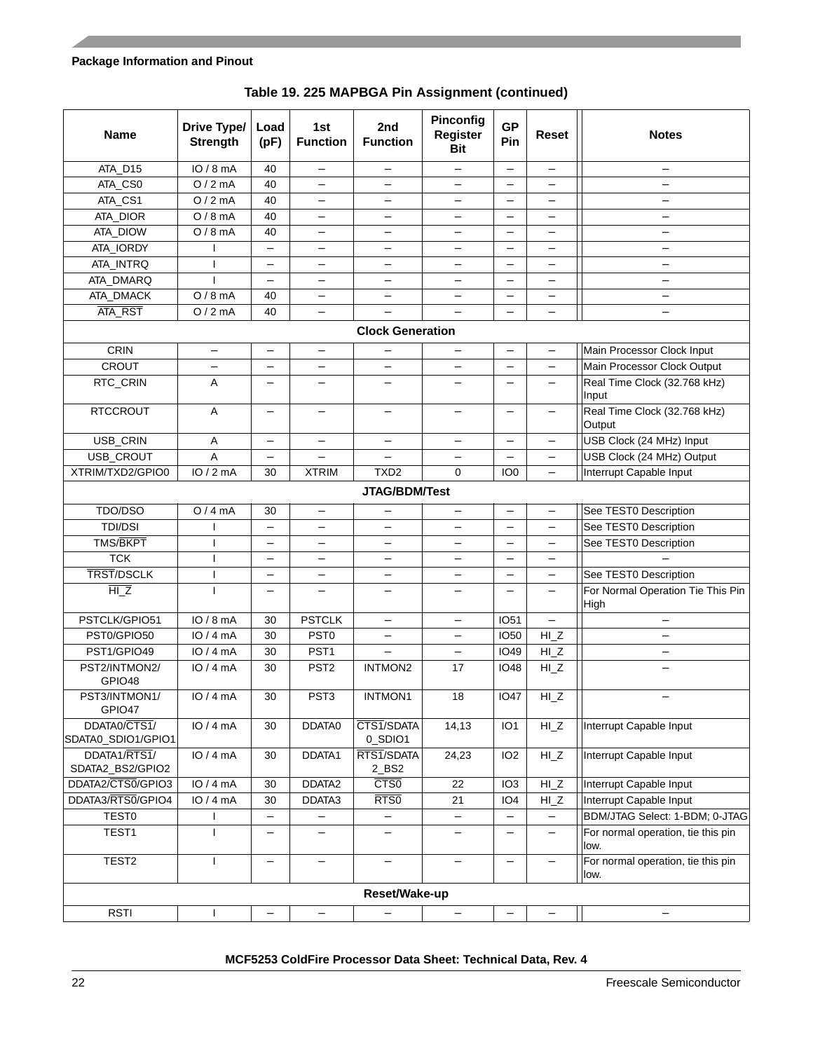## Table 19. 225 MAPBGA Pin Assignment (continued)

| Name | Drive Type/ Strength | Load (pF) | 1st Function | 2nd Function | Pinconfig Register Bit | GP Pin | Reset | Notes |
|---|---|---|---|---|---|---|---|---|
| ATA_D15 | IO / 8 mA | 40 | – | – | – | – | – | – |
| ATA_CS0 | O / 2 mA | 40 | – | – | – | – | – | – |
| ATA_CS1 | O / 2 mA | 40 | – | – | – | – | – | – |
| ATA_DIOR | O / 8 mA | 40 | – | – | – | – | – | – |
| ATA_DIOW | O / 8 mA | 40 | – | – | – | – | – | – |
| ATA_IORDY | I | – | – | – | – | – | – | – |
| ATA_INTRQ | I | – | – | – | – | – | – | – |
| ATA_DMARQ | I | – | – | – | – | – | – | – |
| ATA_DMACK | O / 8 mA | 40 | – | – | – | – | – | – |
| $\overline{\text{ATA\_RST}}$ | O / 2 mA | 40 | – | – | – | – | – | – |
| **Clock Generation** | | | | | | | | |
| CRIN | – | – | – | – | – | – | – | Main Processor Clock Input |
| CROUT | – | – | – | – | – | – | – | Main Processor Clock Output |
| RTC_CRIN | A | – | – | – | – | – | – | Real Time Clock (32.768 kHz) Input |
| RTCCROUT | A | – | – | – | – | – | – | Real Time Clock (32.768 kHz) Output |
| USB_CRIN | A | – | – | – | – | – | – | USB Clock (24 MHz) Input |
| USB_CROUT | A | – | – | – | – | – | – | USB Clock (24 MHz) Output |
| XTRIM/TXD2/GPIO0 | IO / 2 mA | 30 | XTRIM | TXD2 | 0 | IO0 | – | Interrupt Capable Input |
| **JTAG/BDM/Test** | | | | | | | | |
| TDO/DSO | O / 4 mA | 30 | – | – | – | – | – | See TEST0 Description |
| TDI/DSI | I | – | – | – | – | – | – | See TEST0 Description |
| TMS/$\overline{\text{BKPT}}$ | I | – | – | – | – | – | – | See TEST0 Description |
| TCK | I | – | – | – | – | – | – | – |
| $\overline{\text{TRST}}$/DSCLK | I | – | – | – | – | – | – | See TEST0 Description |
| $\overline{\text{HI\_Z}}$ | I | – | – | – | – | – | – | For Normal Operation Tie This Pin High |
| PSTCLK/GPIO51 | IO / 8 mA | 30 | PSTCLK | – | – | IO51 | – | – |
| PST0/GPIO50 | IO / 4 mA | 30 | PST0 | – | – | IO50 | HI_Z | – |
| PST1/GPIO49 | IO / 4 mA | 30 | PST1 | – | – | IO49 | HI_Z | – |
| PST2/INTMON2/ GPIO48 | IO / 4 mA | 30 | PST2 | INTMON2 | 17 | IO48 | HI_Z | – |
| PST3/INTMON1/ GPIO47 | IO / 4 mA | 30 | PST3 | INTMON1 | 18 | IO47 | HI_Z | – |
| DDATA0/$\overline{\text{CTS1}}$/ SDATA0_SDIO1/GPIO1 | IO / 4 mA | 30 | DDATA0 | $\overline{\text{CTS1}}$/SDATA0_SDIO1 | 14,13 | IO1 | HI_Z | Interrupt Capable Input |
| DDATA1/$\overline{\text{RTS1}}$/ SDATA2_BS2/GPIO2 | IO / 4 mA | 30 | DDATA1 | $\overline{\text{RTS1}}$/SDATA2_BS2 | 24,23 | IO2 | HI_Z | Interrupt Capable Input |
| DDATA2/$\overline{\text{CTS0}}$/GPIO3 | IO / 4 mA | 30 | DDATA2 | $\overline{\text{CTS0}}$ | 22 | IO3 | HI_Z | Interrupt Capable Input |
| DDATA3/$\overline{\text{RTS0}}$/GPIO4 | IO / 4 mA | 30 | DDATA3 | $\overline{\text{RTS0}}$ | 21 | IO4 | HI_Z | Interrupt Capable Input |
| TEST0 | I | – | – | – | – | – | – | BDM/JTAG Select: 1-BDM; 0-JTAG |
| TEST1 | I | – | – | – | – | – | – | For normal operation, tie this pin low. |
| TEST2 | I | – | – | – | – | – | – | For normal operation, tie this pin low. |
| **Reset/Wake-up** | | | | | | | | |
| RSTI | I | – | – | – | – | – | – | – |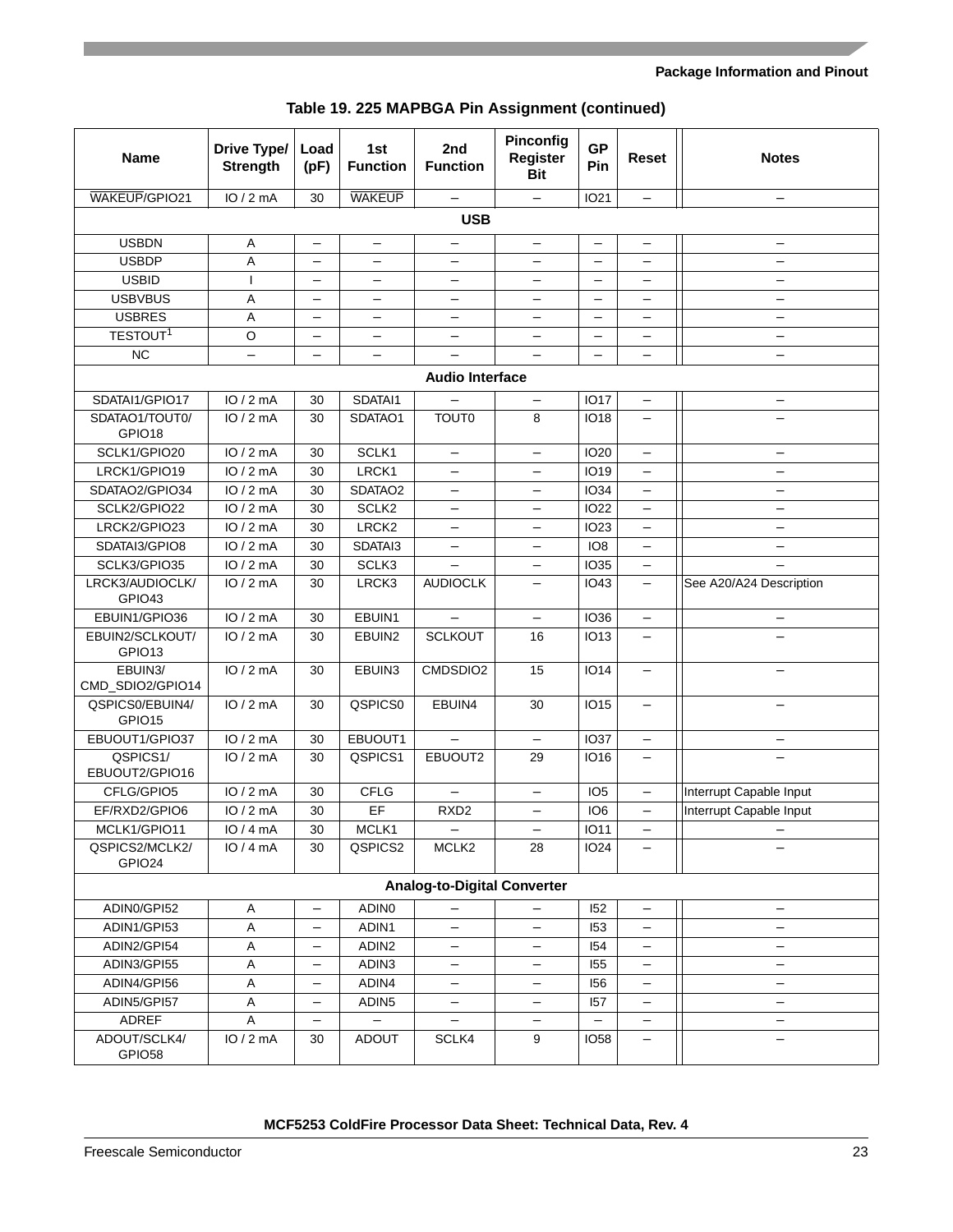**Table 19. 225 MAPBGA Pin Assignment (continued)**

| Name | Drive Type/ Strength | Load (pF) | 1st Function | 2nd Function | Pinconfig Register Bit | GP Pin | Reset | Notes |
|---|---|---|---|---|---|---|---|---|
| WAKEUP/GPIO21 | IO / 2 mA | 30 | WAKEUP | – | – | IO21 | – | – |
| **USB** | | | | | | | | |
| USBDN | A | – | – | – | – | – | – | – |
| USBDP | A | – | – | – | – | – | – | – |
| USBID | I | – | – | – | – | – | – | – |
| USBVBUS | A | – | – | – | – | – | – | – |
| USBRES | A | – | – | – | – | – | – | – |
| TESTOUT[1] | O | – | – | – | – | – | – | – |
| NC | – | – | – | – | – | – | – | – |
| **Audio Interface** | | | | | | | | |
| SDATAI1/GPIO17 | IO / 2 mA | 30 | SDATAI1 | – | – | IO17 | – | – |
| SDATAO1/TOUT0/ GPIO18 | IO / 2 mA | 30 | SDATAO1 | TOUT0 | 8 | IO18 | – | – |
| SCLK1/GPIO20 | IO / 2 mA | 30 | SCLK1 | – | – | IO20 | – | – |
| LRCK1/GPIO19 | IO / 2 mA | 30 | LRCK1 | – | – | IO19 | – | – |
| SDATAO2/GPIO34 | IO / 2 mA | 30 | SDATAO2 | – | – | IO34 | – | – |
| SCLK2/GPIO22 | IO / 2 mA | 30 | SCLK2 | – | – | IO22 | – | – |
| LRCK2/GPIO23 | IO / 2 mA | 30 | LRCK2 | – | – | IO23 | – | – |
| SDATAI3/GPIO8 | IO / 2 mA | 30 | SDATAI3 | – | – | IO8 | – | – |
| SCLK3/GPIO35 | IO / 2 mA | 30 | SCLK3 | – | – | IO35 | – | – |
| LRCK3/AUDIOCLK/ GPIO43 | IO / 2 mA | 30 | LRCK3 | AUDIOCLK | – | IO43 | – | See A20/A24 Description |
| EBUIN1/GPIO36 | IO / 2 mA | 30 | EBUIN1 | – | – | IO36 | – | – |
| EBUIN2/SCLKOUT/ GPIO13 | IO / 2 mA | 30 | EBUIN2 | SCLKOUT | 16 | IO13 | – | – |
| EBUIN3/ CMD_SDIO2/GPIO14 | IO / 2 mA | 30 | EBUIN3 | CMDSDIO2 | 15 | IO14 | – | – |
| QSPICS0/EBUIN4/ GPIO15 | IO / 2 mA | 30 | QSPICS0 | EBUIN4 | 30 | IO15 | – | – |
| EBUOUT1/GPIO37 | IO / 2 mA | 30 | EBUOUT1 | – | – | IO37 | – | – |
| QSPICS1/ EBUOUT2/GPIO16 | IO / 2 mA | 30 | QSPICS1 | EBUOUT2 | 29 | IO16 | – | – |
| CFLG/GPIO5 | IO / 2 mA | 30 | CFLG | – | – | IO5 | – | Interrupt Capable Input |
| EF/RXD2/GPIO6 | IO / 2 mA | 30 | EF | RXD2 | – | IO6 | – | Interrupt Capable Input |
| MCLK1/GPIO11 | IO / 4 mA | 30 | MCLK1 | – | – | IO11 | – | – |
| QSPICS2/MCLK2/ GPIO24 | IO / 4 mA | 30 | QSPICS2 | MCLK2 | 28 | IO24 | – | – |
| **Analog-to-Digital Converter** | | | | | | | | |
| ADIN0/GPI52 | A | – | ADIN0 | – | – | I52 | – | – |
| ADIN1/GPI53 | A | – | ADIN1 | – | – | I53 | – | – |
| ADIN2/GPI54 | A | – | ADIN2 | – | – | I54 | – | – |
| ADIN3/GPI55 | A | – | ADIN3 | – | – | I55 | – | – |
| ADIN4/GPI56 | A | – | ADIN4 | – | – | I56 | – | – |
| ADIN5/GPI57 | A | – | ADIN5 | – | – | I57 | – | – |
| ADREF | A | – | – | – | – | – | – | – |
| ADOUT/SCLK4/ GPIO58 | IO / 2 mA | 30 | ADOUT | SCLK4 | 9 | IO58 | – | – |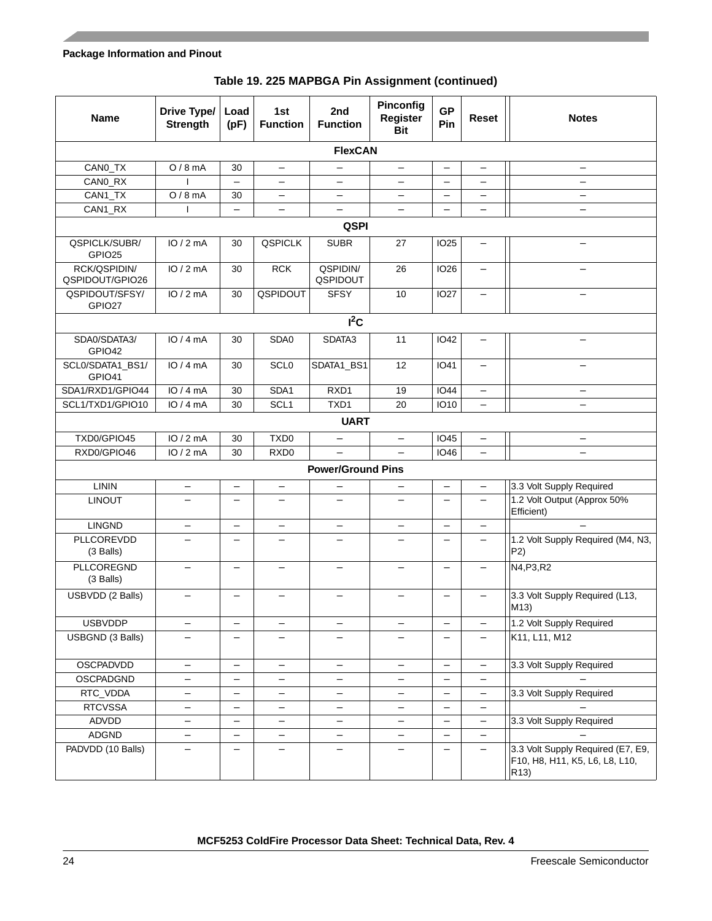**Table 19. 225 MAPBGA Pin Assignment (continued)**

| Name | Drive Type/ Strength | Load (pF) | 1st Function | 2nd Function | Pinconfig Register Bit | GP Pin | Reset | Notes |
|---|---|---|---|---|---|---|---|---|
| **FlexCAN** | | | | | | | | |
| CAN0_TX | O / 8 mA | 30 | – | – | – | – | – | – |
| CAN0_RX | I | – | – | – | – | – | – | – |
| CAN1_TX | O / 8 mA | 30 | – | – | – | – | – | – |
| CAN1_RX | I | – | – | – | – | – | – | – |
| **QSPI** | | | | | | | | |
| QSPICLK/SUBR/ GPIO25 | IO / 2 mA | 30 | QSPICLK | SUBR | 27 | IO25 | – | – |
| RCK/QSPIDIN/ QSPIDOUT/GPIO26 | IO / 2 mA | 30 | RCK | QSPIDIN/ QSPIDOUT | 26 | IO26 | – | – |
| QSPIDOUT/SFSY/ GPIO27 | IO / 2 mA | 30 | QSPIDOUT | SFSY | 10 | IO27 | – | – |
| **I²C** | | | | | | | | |
| SDA0/SDATA3/ GPIO42 | IO / 4 mA | 30 | SDA0 | SDATA3 | 11 | IO42 | – | – |
| SCL0/SDATA1_BS1/ GPIO41 | IO / 4 mA | 30 | SCL0 | SDATA1_BS1 | 12 | IO41 | – | – |
| SDA1/RXD1/GPIO44 | IO / 4 mA | 30 | SDA1 | RXD1 | 19 | IO44 | – | – |
| SCL1/TXD1/GPIO10 | IO / 4 mA | 30 | SCL1 | TXD1 | 20 | IO10 | – | – |
| **UART** | | | | | | | | |
| TXD0/GPIO45 | IO / 2 mA | 30 | TXD0 | – | – | IO45 | – | – |
| RXD0/GPIO46 | IO / 2 mA | 30 | RXD0 | – | – | IO46 | – | – |
| **Power/Ground Pins** | | | | | | | | |
| LININ | – | – | – | – | – | – | – | 3.3 Volt Supply Required |
| LINOUT | – | – | – | – | – | – | – | 1.2 Volt Output (Approx 50% Efficient) |
| LINGND | – | – | – | – | – | – | – | – |
| PLLCOREVDD (3 Balls) | – | – | – | – | – | – | – | 1.2 Volt Supply Required (M4, N3, P2) |
| PLLCOREGND (3 Balls) | – | – | – | – | – | – | – | N4,P3,R2 |
| USBVDD (2 Balls) | – | – | – | – | – | – | – | 3.3 Volt Supply Required (L13, M13) |
| USBVDDP | – | – | – | – | – | – | – | 1.2 Volt Supply Required |
| USBGND (3 Balls) | – | – | – | – | – | – | – | K11, L11, M12 |
| OSCPADVDD | – | – | – | – | – | – | – | 3.3 Volt Supply Required |
| OSCPADGND | – | – | – | – | – | – | – | – |
| RTC_VDDA | – | – | – | – | – | – | – | 3.3 Volt Supply Required |
| RTCVSSA | – | – | – | – | – | – | – | – |
| ADVDD | – | – | – | – | – | – | – | 3.3 Volt Supply Required |
| ADGND | – | – | – | – | – | – | – | – |
| PADVDD (10 Balls) | – | – | – | – | – | – | – | 3.3 Volt Supply Required (E7, E9, F10, H8, H11, K5, L6, L8, L10, R13) |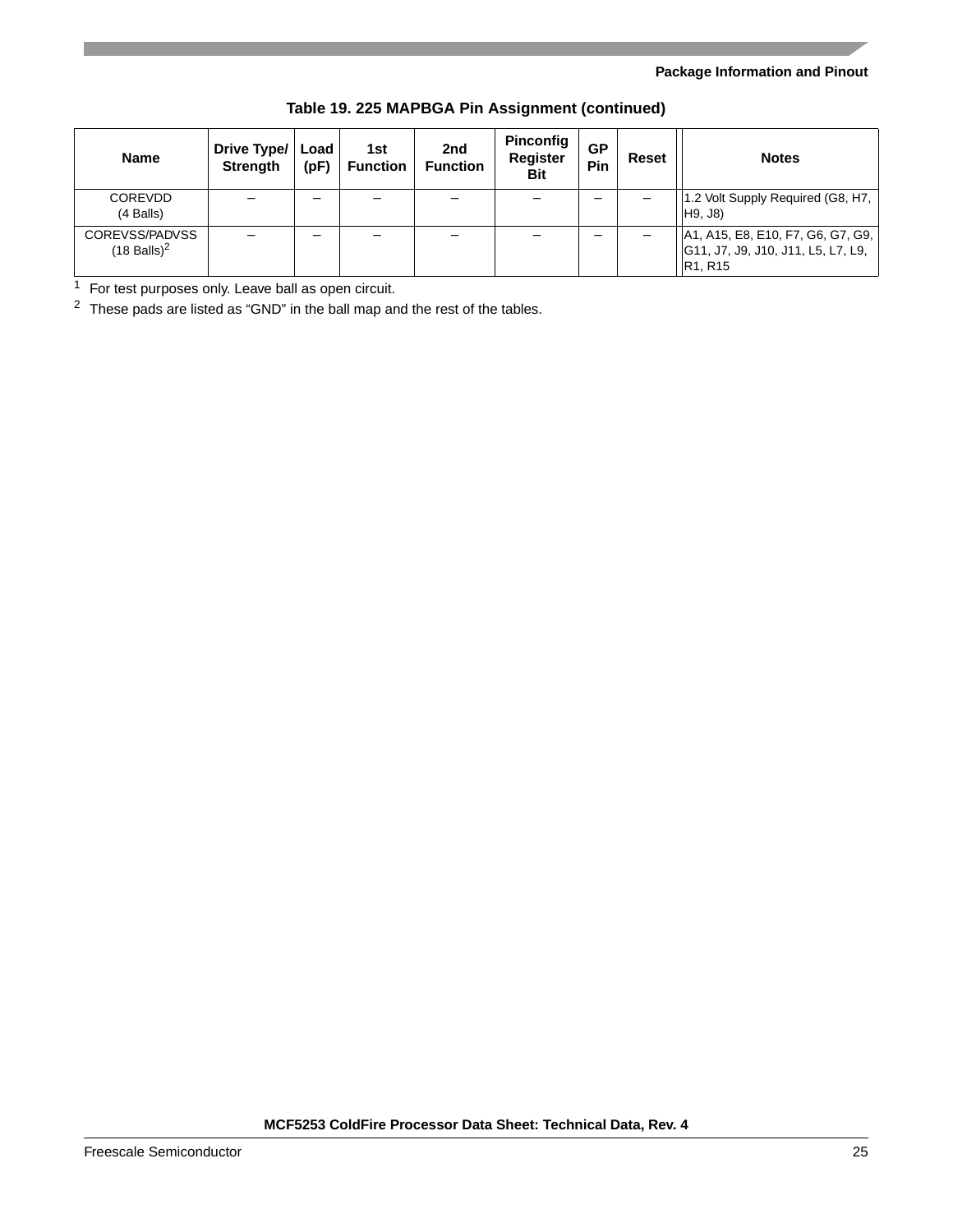**Table 19. 225 MAPBGA Pin Assignment (continued)**

| Name | Drive Type/ Strength | Load (pF) | 1st Function | 2nd Function | Pinconfig Register Bit | GP Pin | Reset | | Notes |
|---|---|---|---|---|---|---|---|---|---|
| COREVDD (4 Balls) | – | – | – | – | – | – | – | | 1.2 Volt Supply Required (G8, H7, H9, J8) |
| COREVSS/PADVSS (18 Balls)[2] | – | – | – | – | – | – | – | | A1, A15, E8, E10, F7, G6, G7, G9, G11, J7, J9, J10, J11, L5, L7, L9, R1, R15 |

[1] For test purposes only. Leave ball as open circuit.

[2] These pads are listed as “GND” in the ball map and the rest of the tables.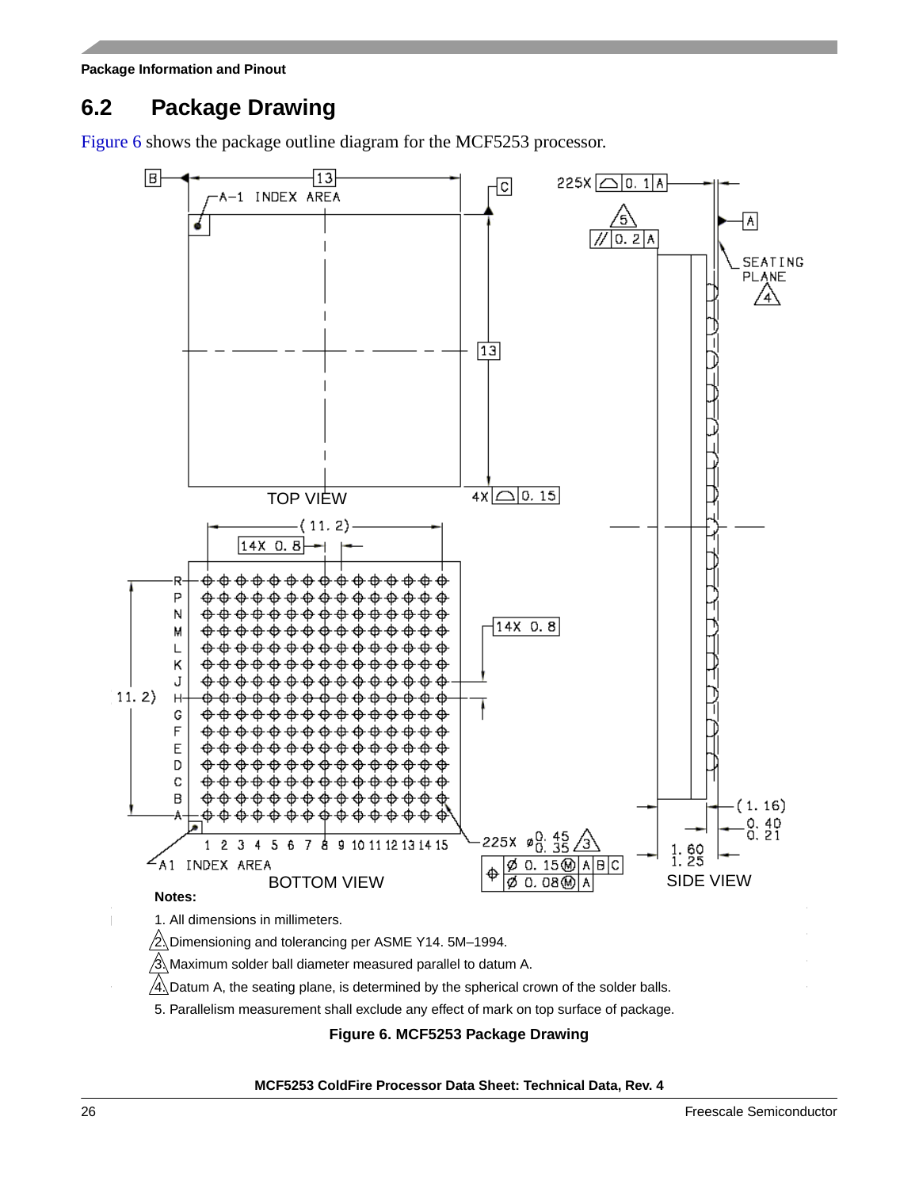## 6.2 Package Drawing

Figure 6 shows the package outline diagram for the MCF5253 processor.

**Notes:**

1. All dimensions in millimeters.
2. Dimensioning and tolerancing per ASME Y14. 5M–1994.
3. Maximum solder ball diameter measured parallel to datum A.
4. Datum A, the seating plane, is determined by the spherical crown of the solder balls.
5. Parallelism measurement shall exclude any effect of mark on top surface of package.

**Figure 6. MCF5253 Package Drawing**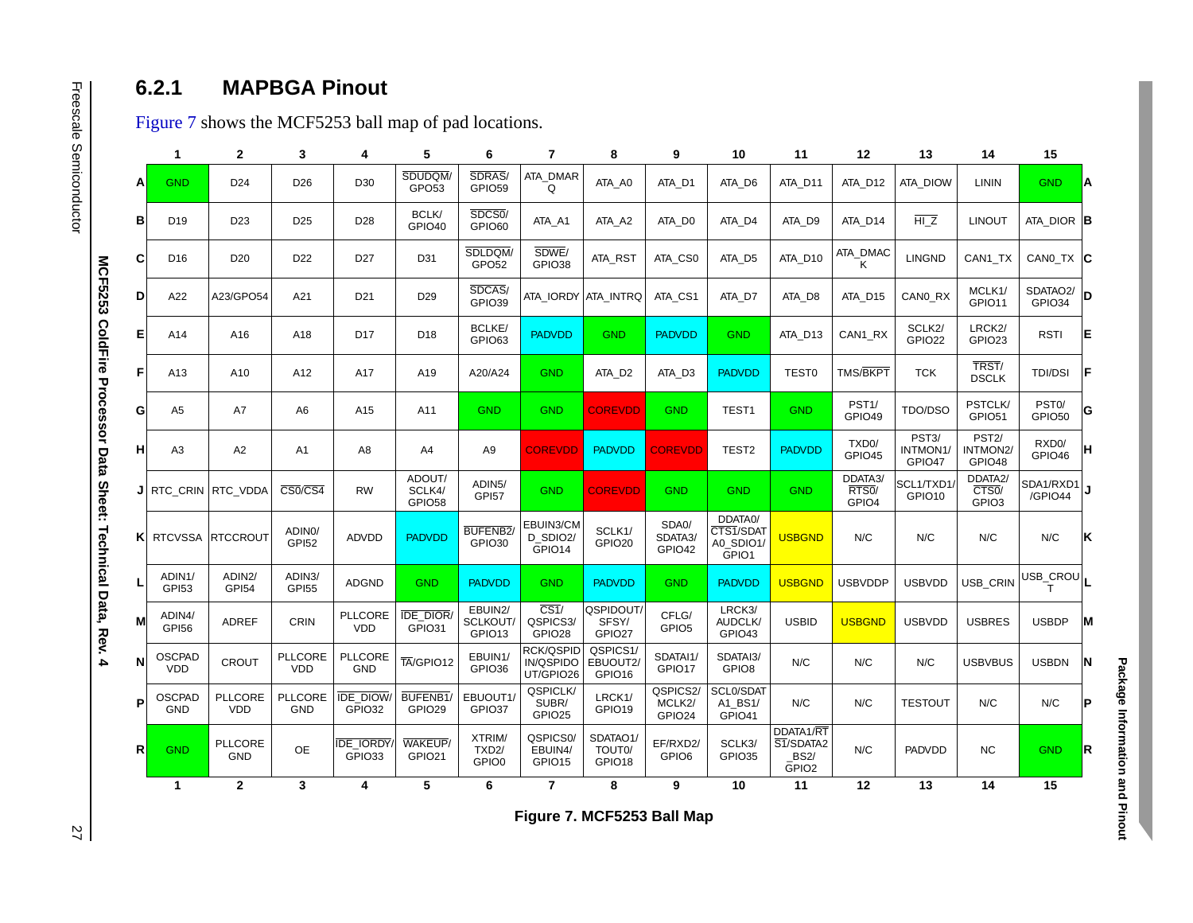### 6.2.1 MAPBGA Pinout

Figure 7 shows the MCF5253 ball map of pad locations.

| | 1 | 2 | 3 | 4 | 5 | 6 | 7 | 8 | 9 | 10 | 11 | 12 | 13 | 14 | 15 | |
|---|---|---|---|---|---|---|---|---|---|---|---|---|---|---|---|---|
| A | GND | D24 | D26 | D30 | SDUDQM/ GPO53 | SDRAS/ GPIO59 | ATA_DMARQ | ATA_A0 | ATA_D1 | ATA_D6 | ATA_D11 | ATA_D12 | ATA_DIOW | LININ | GND | A |
| B | D19 | D23 | D25 | D28 | BCLK/ GPIO40 | SDCS0/ GPIO60 | ATA_A1 | ATA_A2 | ATA_D0 | ATA_D4 | ATA_D9 | ATA_D14 | HI_Z | LINOUT | ATA_DIOR | B |
| C | D16 | D20 | D22 | D27 | D31 | SDLDQM/ GPO52 | SDWE/ GPIO38 | ATA_RST | ATA_CS0 | ATA_D5 | ATA_D10 | ATA_DMACK | LINGND | CAN1_TX | CAN0_TX | C |
| D | A22 | A23/GPO54 | A21 | D21 | D29 | SDCAS/ GPIO39 | ATA_IORDY | ATA_INTRQ | ATA_CS1 | ATA_D7 | ATA_D8 | ATA_D15 | CAN0_RX | MCLK1/ GPIO11 | SDATAO2/ GPIO34 | D |
| E | A14 | A16 | A18 | D17 | D18 | BCLKE/ GPIO63 | PADVDD | GND | PADVDD | GND | ATA_D13 | CAN1_RX | SCLK2/ GPIO22 | LRCK2/ GPIO23 | RSTI | E |
| F | A13 | A10 | A12 | A17 | A19 | A20/A24 | GND | ATA_D2 | ATA_D3 | PADVDD | TEST0 | TMS/BKPT | TCK | TRST/ DSCLK | TDI/DSI | F |
| G | A5 | A7 | A6 | A15 | A11 | GND | GND | COREVDD | GND | TEST1 | GND | PST1/ GPIO49 | TDO/DSO | PSTCLK/ GPIO51 | PST0/ GPIO50 | G |
| H | A3 | A2 | A1 | A8 | A4 | A9 | COREVDD | PADVDD | COREVDD | TEST2 | PADVDD | TXD0/ GPIO45 | PST3/ INTMON1/ GPIO47 | PST2/ INTMON2/ GPIO48 | RXD0/ GPIO46 | H |
| J | RTC_CRIN | RTC_VDDA | CS0/CS4 | RW | ADOUT/ SCLK4/ GPIO58 | ADIN5/ GPI57 | GND | COREVDD | GND | GND | GND | DDATA3/ RTS0/ GPIO4 | SCL1/TXD1/ GPIO10 | DDATA2/ CTS0/ GPIO3 | SDA1/RXD1 /GPIO44 | J |
| K | RTCVSSA | RTCCROUT | ADIN0/ GPI52 | ADVDD | PADVDD | BUFENB2/ GPIO30 | EBUIN3/CMD_SDIO2/ GPIO14 | SCLK1/ GPIO20 | SDA0/ SDATA3/ GPIO42 | DDATA0/ CTS1/SDATA0_SDIO1/ GPIO1 | USBGND | N/C | N/C | N/C | N/C | K |
| L | ADIN1/ GPI53 | ADIN2/ GPI54 | ADIN3/ GPI55 | ADGND | GND | PADVDD | GND | PADVDD | GND | PADVDD | USBGND | USBVDDP | USBVDD | USB_CRIN | USB_CROUT | L |
| M | ADIN4/ GPI56 | ADREF | CRIN | PLLCORE VDD | IDE_DIOR/ GPIO31 | EBUIN2/ SCLKOUT/ GPIO13 | CS1/ QSPICS3/ GPIO28 | QSPIDOUT/ SFSY/ GPIO27 | CFLG/ GPIO5 | LRCK3/ AUDCLK/ GPIO43 | USBID | USBGND | USBVDD | USBRES | USBDP | M |
| N | OSCPAD VDD | CROUT | PLLCORE VDD | PLLCORE GND | TA/GPIO12 | EBUIN1/ GPIO36 | RCK/QSPIDIN/QSPIDOUT/GPIO26 | QSPICS1/ EBUOUT2/ GPIO16 | SDATAI1/ GPIO17 | SDATAI3/ GPIO8 | N/C | N/C | N/C | USBVBUS | USBDN | N |
| P | OSCPAD GND | PLLCORE VDD | PLLCORE GND | IDE_DIOW/ GPIO32 | BUFENB1/ GPIO29 | EBUOUT1/ GPIO37 | QSPICLK/ SUBR/ GPIO25 | LRCK1/ GPIO19 | QSPICS2/ MCLK2/ GPIO24 | SCL0/SDATA1_BS1/ GPIO41 | N/C | N/C | TESTOUT | N/C | N/C | P |
| R | GND | PLLCORE GND | OE | IDE_IORDY/ GPIO33 | WAKEUP/ GPIO21 | XTRIM/ TXD2/ GPIO0 | QSPICS0/ EBUIN4/ GPIO15 | SDATAO1/ TOUT0/ GPIO18 | EF/RXD2/ GPIO6 | SCLK3/ GPIO35 | DDATA1/RTS1/SDATA2_BS2/ GPIO2 | N/C | PADVDD | NC | GND | R |
| | 1 | 2 | 3 | 4 | 5 | 6 | 7 | 8 | 9 | 10 | 11 | 12 | 13 | 14 | 15 | |

**Figure 7. MCF5253 Ball Map**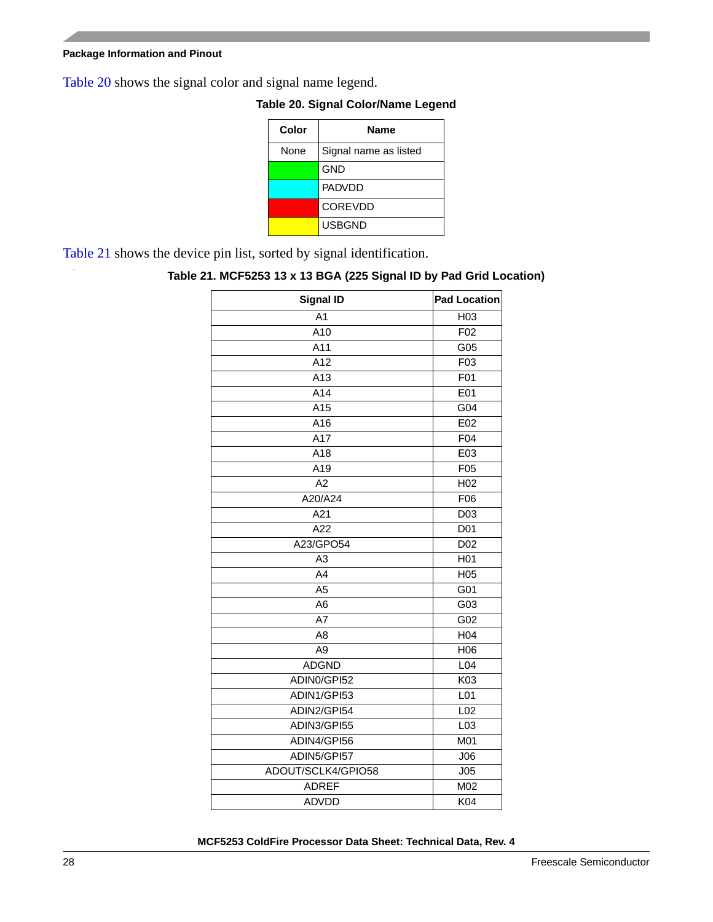Table 20 shows the signal color and signal name legend.

**Table 20. Signal Color/Name Legend**

| Color | Name |
|---|---|
| None | Signal name as listed |
| (green) | GND |
| (cyan) | PADVDD |
| (red) | COREVDD |
| (yellow) | USBGND |

Table 21 shows the device pin list, sorted by signal identification.

**Table 21. MCF5253 13 x 13 BGA (225 Signal ID by Pad Grid Location)**

| Signal ID | Pad Location |
|---|---|
| A1 | H03 |
| A10 | F02 |
| A11 | G05 |
| A12 | F03 |
| A13 | F01 |
| A14 | E01 |
| A15 | G04 |
| A16 | E02 |
| A17 | F04 |
| A18 | E03 |
| A19 | F05 |
| A2 | H02 |
| A20/A24 | F06 |
| A21 | D03 |
| A22 | D01 |
| A23/GPO54 | D02 |
| A3 | H01 |
| A4 | H05 |
| A5 | G01 |
| A6 | G03 |
| A7 | G02 |
| A8 | H04 |
| A9 | H06 |
| ADGND | L04 |
| ADIN0/GPI52 | K03 |
| ADIN1/GPI53 | L01 |
| ADIN2/GPI54 | L02 |
| ADIN3/GPI55 | L03 |
| ADIN4/GPI56 | M01 |
| ADIN5/GPI57 | J06 |
| ADOUT/SCLK4/GPIO58 | J05 |
| ADREF | M02 |
| ADVDD | K04 |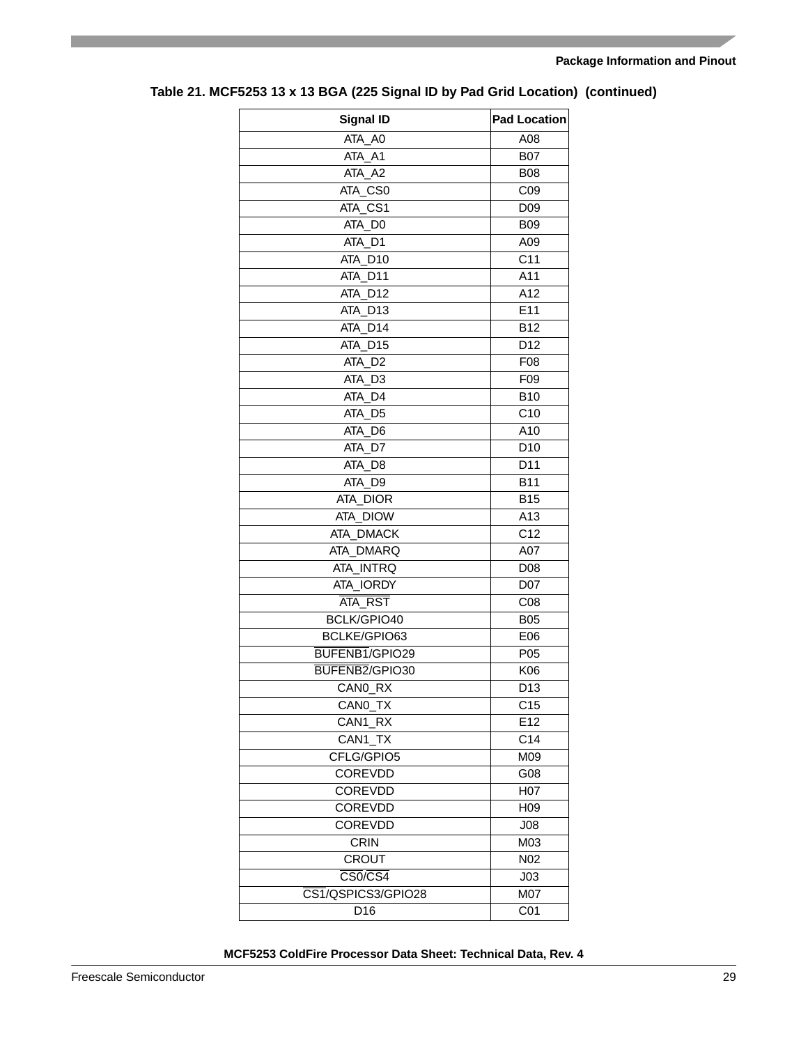**Table 21. MCF5253 13 x 13 BGA (225 Signal ID by Pad Grid Location) (continued)**

| Signal ID | Pad Location |
|---|---|
| ATA_A0 | A08 |
| ATA_A1 | B07 |
| ATA_A2 | B08 |
| ATA_CS0 | C09 |
| ATA_CS1 | D09 |
| ATA_D0 | B09 |
| ATA_D1 | A09 |
| ATA_D10 | C11 |
| ATA_D11 | A11 |
| ATA_D12 | A12 |
| ATA_D13 | E11 |
| ATA_D14 | B12 |
| ATA_D15 | D12 |
| ATA_D2 | F08 |
| ATA_D3 | F09 |
| ATA_D4 | B10 |
| ATA_D5 | C10 |
| ATA_D6 | A10 |
| ATA_D7 | D10 |
| ATA_D8 | D11 |
| ATA_D9 | B11 |
| ATA_DIOR | B15 |
| ATA_DIOW | A13 |
| ATA_DMACK | C12 |
| ATA_DMARQ | A07 |
| ATA_INTRQ | D08 |
| ATA_IORDY | D07 |
| $\overline{\text{ATA\_RST}}$ | C08 |
| BCLK/GPIO40 | B05 |
| BCLKE/GPIO63 | E06 |
| $\overline{\text{BUFENB1}}$/GPIO29 | P05 |
| $\overline{\text{BUFENB2}}$/GPIO30 | K06 |
| CAN0_RX | D13 |
| CAN0_TX | C15 |
| CAN1_RX | E12 |
| CAN1_TX | C14 |
| CFLG/GPIO5 | M09 |
| COREVDD | G08 |
| COREVDD | H07 |
| COREVDD | H09 |
| COREVDD | J08 |
| CRIN | M03 |
| CROUT | N02 |
| $\overline{\text{CS0}}$/$\overline{\text{CS4}}$ | J03 |
| $\overline{\text{CS1}}$/QSPICS3/GPIO28 | M07 |
| D16 | C01 |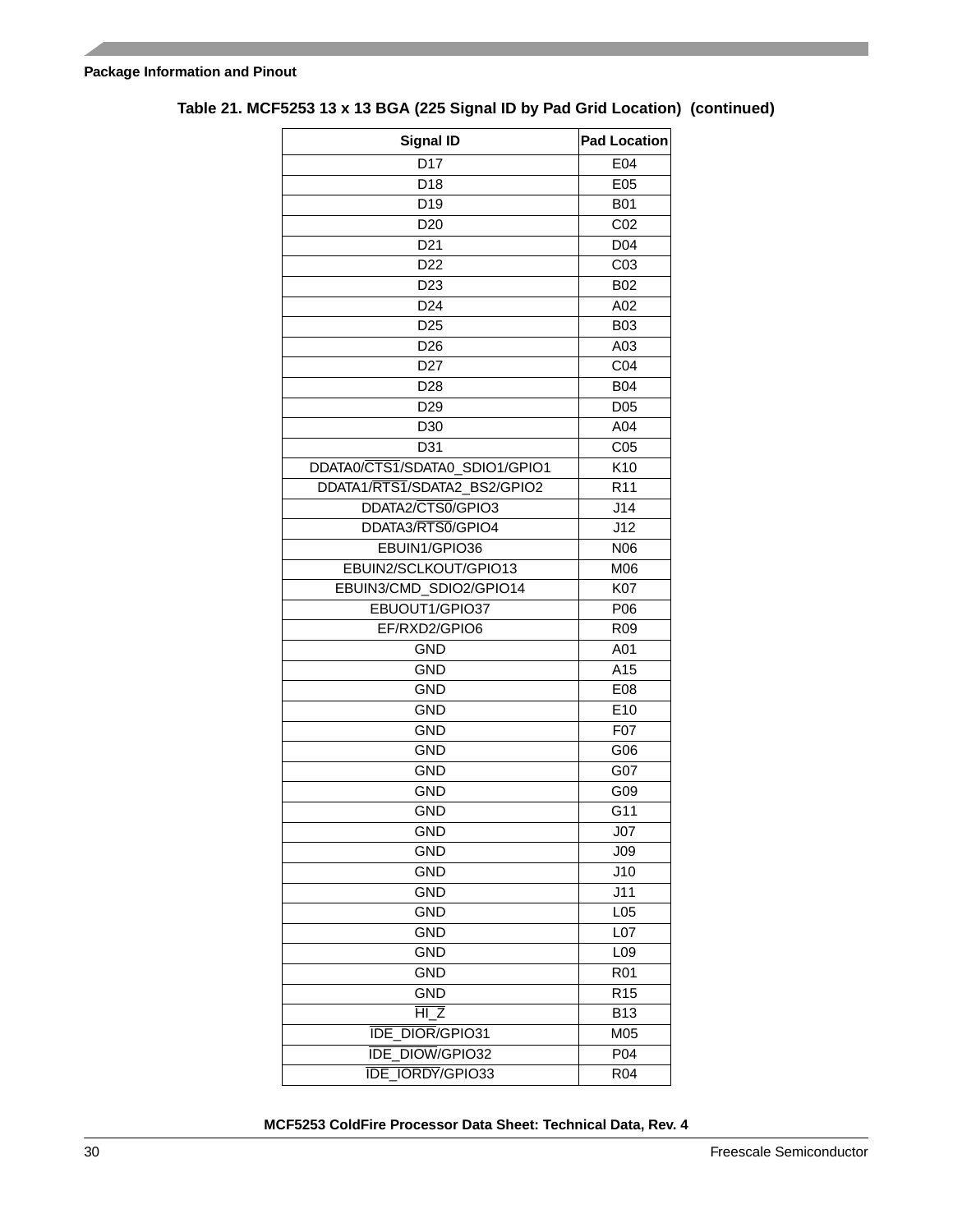**Table 21. MCF5253 13 x 13 BGA (225 Signal ID by Pad Grid Location) (continued)**

| Signal ID | Pad Location |
|---|---|
| D17 | E04 |
| D18 | E05 |
| D19 | B01 |
| D20 | C02 |
| D21 | D04 |
| D22 | C03 |
| D23 | B02 |
| D24 | A02 |
| D25 | B03 |
| D26 | A03 |
| D27 | C04 |
| D28 | B04 |
| D29 | D05 |
| D30 | A04 |
| D31 | C05 |
| DDATA0/$\overline{\text{CTS1}}$/SDATA0_SDIO1/GPIO1 | K10 |
| DDATA1/$\overline{\text{RTS1}}$/SDATA2_BS2/GPIO2 | R11 |
| DDATA2/$\overline{\text{CTS0}}$/GPIO3 | J14 |
| DDATA3/$\overline{\text{RTS0}}$/GPIO4 | J12 |
| EBUIN1/GPIO36 | N06 |
| EBUIN2/SCLKOUT/GPIO13 | M06 |
| EBUIN3/CMD_SDIO2/GPIO14 | K07 |
| EBUOUT1/GPIO37 | P06 |
| EF/RXD2/GPIO6 | R09 |
| GND | A01 |
| GND | A15 |
| GND | E08 |
| GND | E10 |
| GND | F07 |
| GND | G06 |
| GND | G07 |
| GND | G09 |
| GND | G11 |
| GND | J07 |
| GND | J09 |
| GND | J10 |
| GND | J11 |
| GND | L05 |
| GND | L07 |
| GND | L09 |
| GND | R01 |
| GND | R15 |
| $\overline{\text{HI\_Z}}$ | B13 |
| $\overline{\text{IDE\_DIOR}}$/GPIO31 | M05 |
| $\overline{\text{IDE\_DIOW}}$/GPIO32 | P04 |
| $\overline{\text{IDE\_IORDY}}$/GPIO33 | R04 |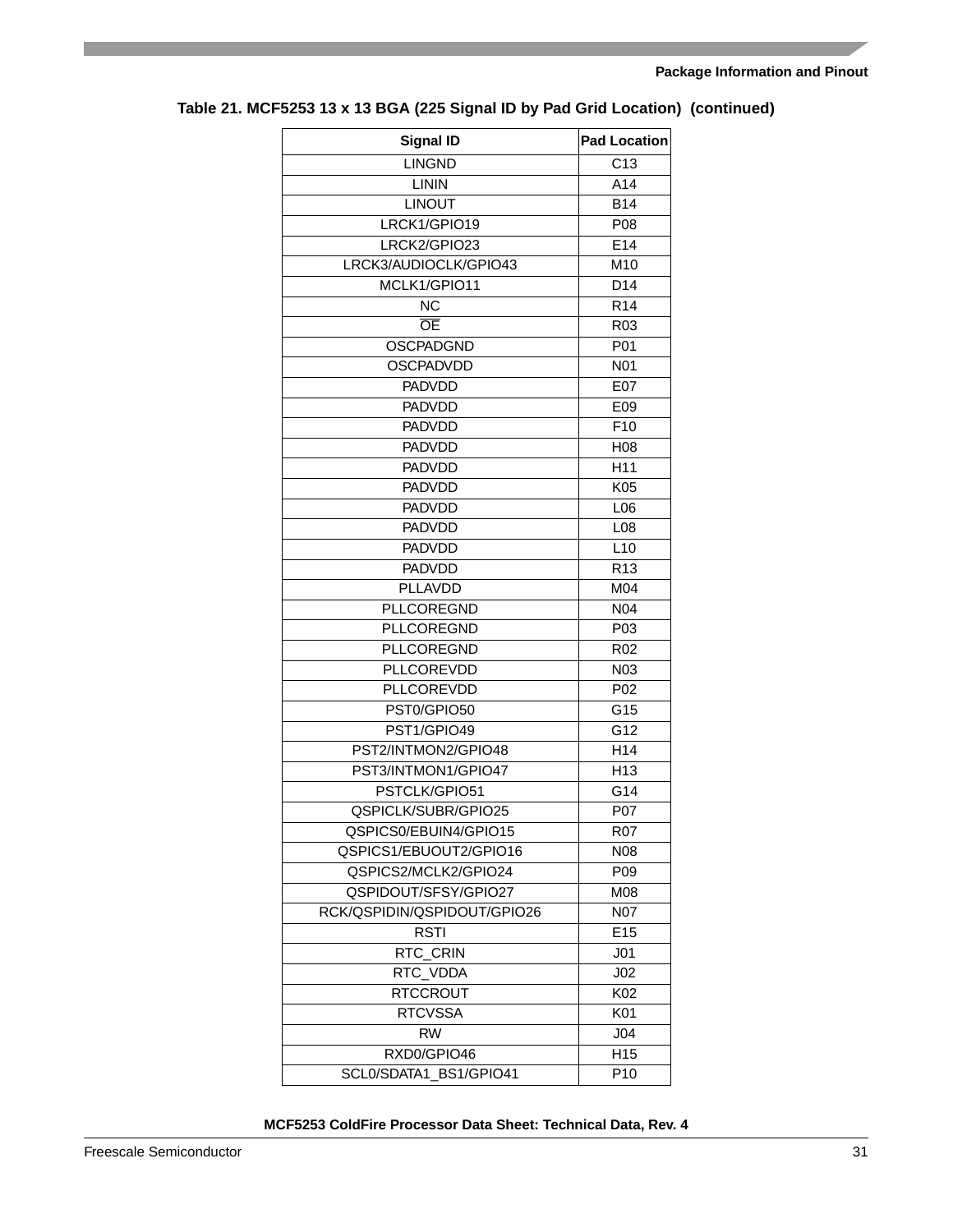Table 21. MCF5253 13 x 13 BGA (225 Signal ID by Pad Grid Location) (continued)

| Signal ID | Pad Location |
|---|---|
| LINGND | C13 |
| LININ | A14 |
| LINOUT | B14 |
| LRCK1/GPIO19 | P08 |
| LRCK2/GPIO23 | E14 |
| LRCK3/AUDIOCLK/GPIO43 | M10 |
| MCLK1/GPIO11 | D14 |
| NC | R14 |
| $\overline{OE}$ | R03 |
| OSCPADGND | P01 |
| OSCPADVDD | N01 |
| PADVDD | E07 |
| PADVDD | E09 |
| PADVDD | F10 |
| PADVDD | H08 |
| PADVDD | H11 |
| PADVDD | K05 |
| PADVDD | L06 |
| PADVDD | L08 |
| PADVDD | L10 |
| PADVDD | R13 |
| PLLAVDD | M04 |
| PLLCOREGND | N04 |
| PLLCOREGND | P03 |
| PLLCOREGND | R02 |
| PLLCOREVDD | N03 |
| PLLCOREVDD | P02 |
| PST0/GPIO50 | G15 |
| PST1/GPIO49 | G12 |
| PST2/INTMON2/GPIO48 | H14 |
| PST3/INTMON1/GPIO47 | H13 |
| PSTCLK/GPIO51 | G14 |
| QSPICLK/SUBR/GPIO25 | P07 |
| QSPICS0/EBUIN4/GPIO15 | R07 |
| QSPICS1/EBUOUT2/GPIO16 | N08 |
| QSPICS2/MCLK2/GPIO24 | P09 |
| QSPIDOUT/SFSY/GPIO27 | M08 |
| RCK/QSPIDIN/QSPIDOUT/GPIO26 | N07 |
| RSTI | E15 |
| RTC_CRIN | J01 |
| RTC_VDDA | J02 |
| RTCCROUT | K02 |
| RTCVSSA | K01 |
| RW | J04 |
| RXD0/GPIO46 | H15 |
| SCL0/SDATA1_BS1/GPIO41 | P10 |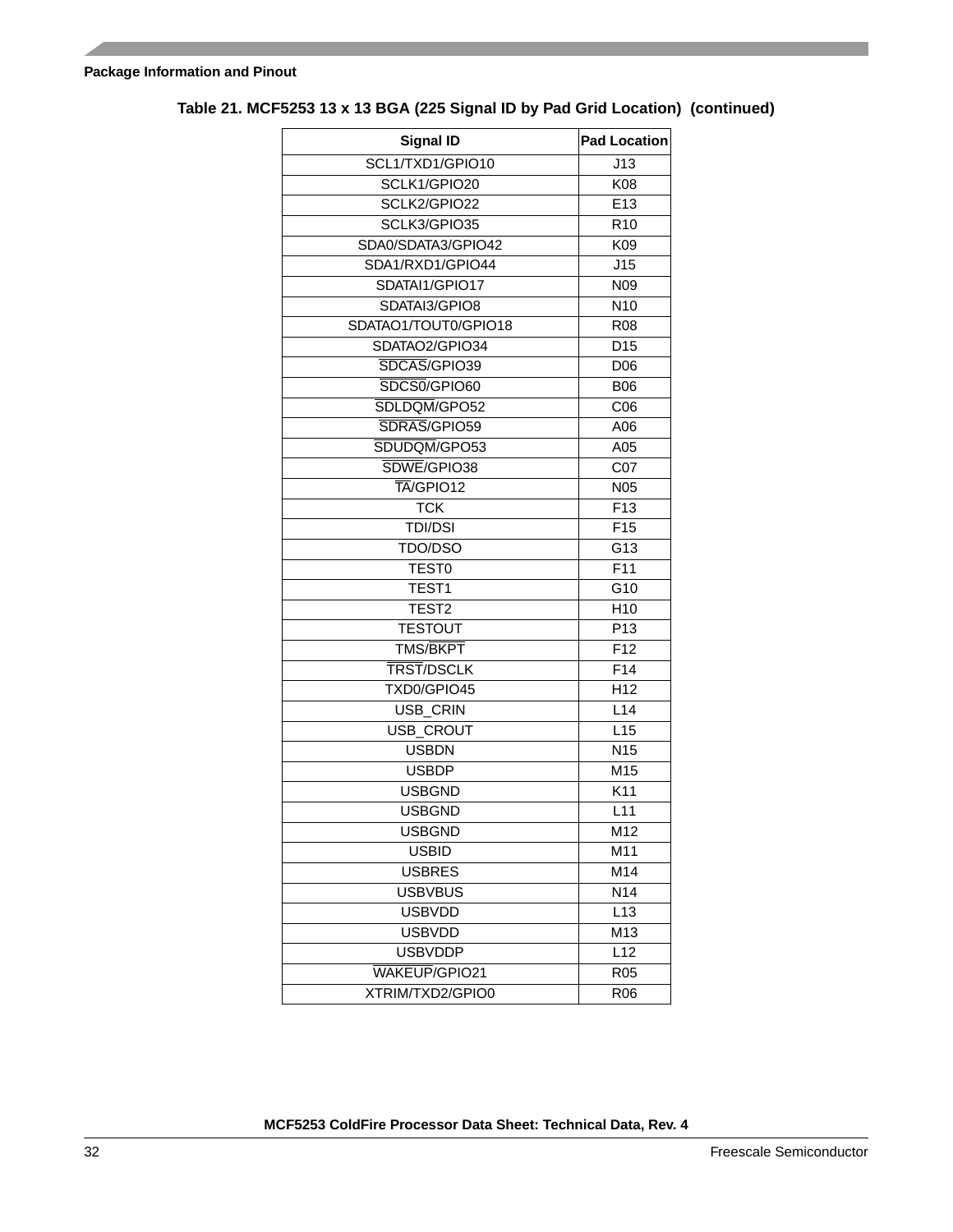**Table 21. MCF5253 13 x 13 BGA (225 Signal ID by Pad Grid Location) (continued)**

| Signal ID | Pad Location |
|---|---|
| SCL1/TXD1/GPIO10 | J13 |
| SCLK1/GPIO20 | K08 |
| SCLK2/GPIO22 | E13 |
| SCLK3/GPIO35 | R10 |
| SDA0/SDATA3/GPIO42 | K09 |
| SDA1/RXD1/GPIO44 | J15 |
| SDATAI1/GPIO17 | N09 |
| SDATAI3/GPIO8 | N10 |
| SDATAO1/TOUT0/GPIO18 | R08 |
| SDATAO2/GPIO34 | D15 |
| $\overline{\text{SDCAS}}$/GPIO39 | D06 |
| $\overline{\text{SDCS0}}$/GPIO60 | B06 |
| $\overline{\text{SDLDQM}}$/GPO52 | C06 |
| $\overline{\text{SDRAS}}$/GPIO59 | A06 |
| $\overline{\text{SDUDQM}}$/GPO53 | A05 |
| $\overline{\text{SDWE}}$/GPIO38 | C07 |
| $\overline{\text{TA}}$/GPIO12 | N05 |
| TCK | F13 |
| TDI/DSI | F15 |
| TDO/DSO | G13 |
| TEST0 | F11 |
| TEST1 | G10 |
| TEST2 | H10 |
| TESTOUT | P13 |
| TMS/$\overline{\text{BKPT}}$ | F12 |
| $\overline{\text{TRST}}$/DSCLK | F14 |
| TXD0/GPIO45 | H12 |
| USB_CRIN | L14 |
| USB_CROUT | L15 |
| USBDN | N15 |
| USBDP | M15 |
| USBGND | K11 |
| USBGND | L11 |
| USBGND | M12 |
| USBID | M11 |
| USBRES | M14 |
| USBVBUS | N14 |
| USBVDD | L13 |
| USBVDD | M13 |
| USBVDDP | L12 |
| $\overline{\text{WAKEUP}}$/GPIO21 | R05 |
| XTRIM/TXD2/GPIO0 | R06 |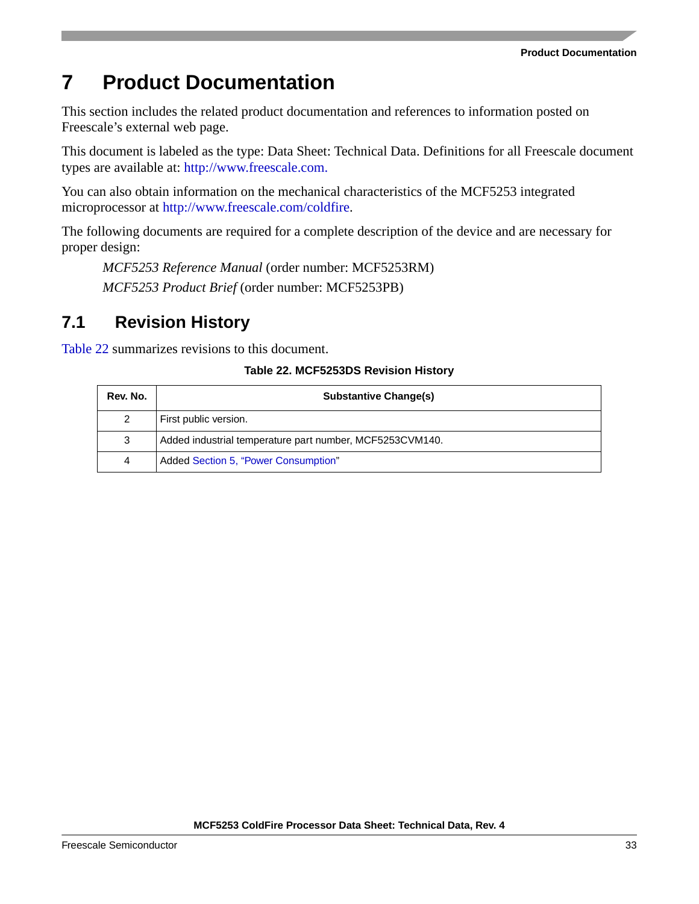# 7 Product Documentation

This section includes the related product documentation and references to information posted on Freescale's external web page.

This document is labeled as the type: Data Sheet: Technical Data. Definitions for all Freescale document types are available at: http://www.freescale.com.

You can also obtain information on the mechanical characteristics of the MCF5253 integrated microprocessor at http://www.freescale.com/coldfire.

The following documents are required for a complete description of the device and are necessary for proper design:

*MCF5253 Reference Manual* (order number: MCF5253RM)

*MCF5253 Product Brief* (order number: MCF5253PB)

## 7.1 Revision History

Table 22 summarizes revisions to this document.

**Table 22. MCF5253DS Revision History**

| Rev. No. | Substantive Change(s) |
|---|---|
| 2 | First public version. |
| 3 | Added industrial temperature part number, MCF5253CVM140. |
| 4 | Added Section 5, "Power Consumption" |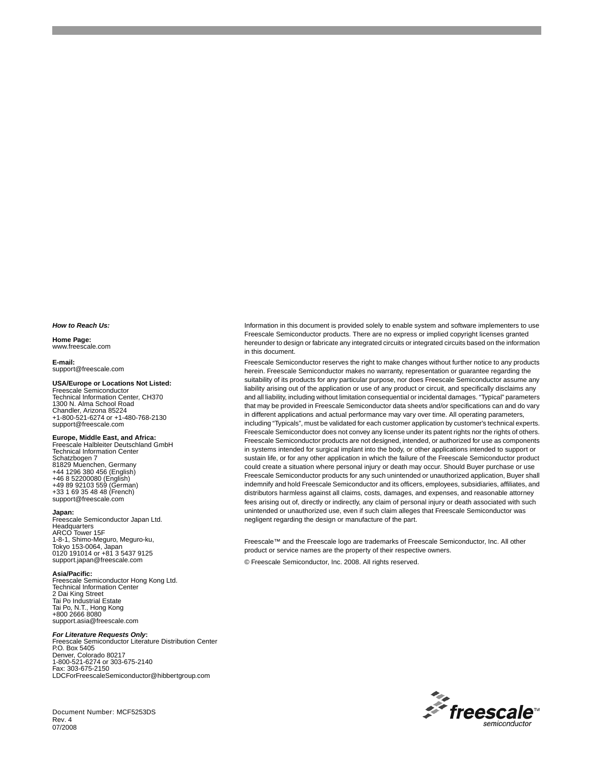***How to Reach Us:***

**Home Page:**
www.freescale.com

**E-mail:**
support@freescale.com

**USA/Europe or Locations Not Listed:**
Freescale Semiconductor
Technical Information Center, CH370
1300 N. Alma School Road
Chandler, Arizona 85224
+1-800-521-6274 or +1-480-768-2130
support@freescale.com

**Europe, Middle East, and Africa:**
Freescale Halbleiter Deutschland GmbH
Technical Information Center
Schatzbogen 7
81829 Muenchen, Germany
+44 1296 380 456 (English)
+46 8 52200080 (English)
+49 89 92103 559 (German)
+33 1 69 35 48 48 (French)
support@freescale.com

**Japan:**
Freescale Semiconductor Japan Ltd.
Headquarters
ARCO Tower 15F
1-8-1, Shimo-Meguro, Meguro-ku,
Tokyo 153-0064, Japan
0120 191014 or +81 3 5437 9125
support.japan@freescale.com

**Asia/Pacific:**
Freescale Semiconductor Hong Kong Ltd.
Technical Information Center
2 Dai King Street
Tai Po Industrial Estate
Tai Po, N.T., Hong Kong
+800 2666 8080
support.asia@freescale.com

***For Literature Requests Only*:**
Freescale Semiconductor Literature Distribution Center
P.O. Box 5405
Denver, Colorado 80217
1-800-521-6274 or 303-675-2140
Fax: 303-675-2150
LDCForFreescaleSemiconductor@hibbertgroup.com

Information in this document is provided solely to enable system and software implementers to use Freescale Semiconductor products. There are no express or implied copyright licenses granted hereunder to design or fabricate any integrated circuits or integrated circuits based on the information in this document.

Freescale Semiconductor reserves the right to make changes without further notice to any products herein. Freescale Semiconductor makes no warranty, representation or guarantee regarding the suitability of its products for any particular purpose, nor does Freescale Semiconductor assume any liability arising out of the application or use of any product or circuit, and specifically disclaims any and all liability, including without limitation consequential or incidental damages. “Typical” parameters that may be provided in Freescale Semiconductor data sheets and/or specifications can and do vary in different applications and actual performance may vary over time. All operating parameters, including “Typicals”, must be validated for each customer application by customer's technical experts. Freescale Semiconductor does not convey any license under its patent rights nor the rights of others. Freescale Semiconductor products are not designed, intended, or authorized for use as components in systems intended for surgical implant into the body, or other applications intended to support or sustain life, or for any other application in which the failure of the Freescale Semiconductor product could create a situation where personal injury or death may occur. Should Buyer purchase or use Freescale Semiconductor products for any such unintended or unauthorized application, Buyer shall indemnify and hold Freescale Semiconductor and its officers, employees, subsidiaries, affiliates, and distributors harmless against all claims, costs, damages, and expenses, and reasonable attorney fees arising out of, directly or indirectly, any claim of personal injury or death associated with such unintended or unauthorized use, even if such claim alleges that Freescale Semiconductor was negligent regarding the design or manufacture of the part.

Freescale™ and the Freescale logo are trademarks of Freescale Semiconductor, Inc. All other product or service names are the property of their respective owners.

© Freescale Semiconductor, Inc. 2008. All rights reserved.

Document Number: MCF5253DS
Rev. 4
07/2008